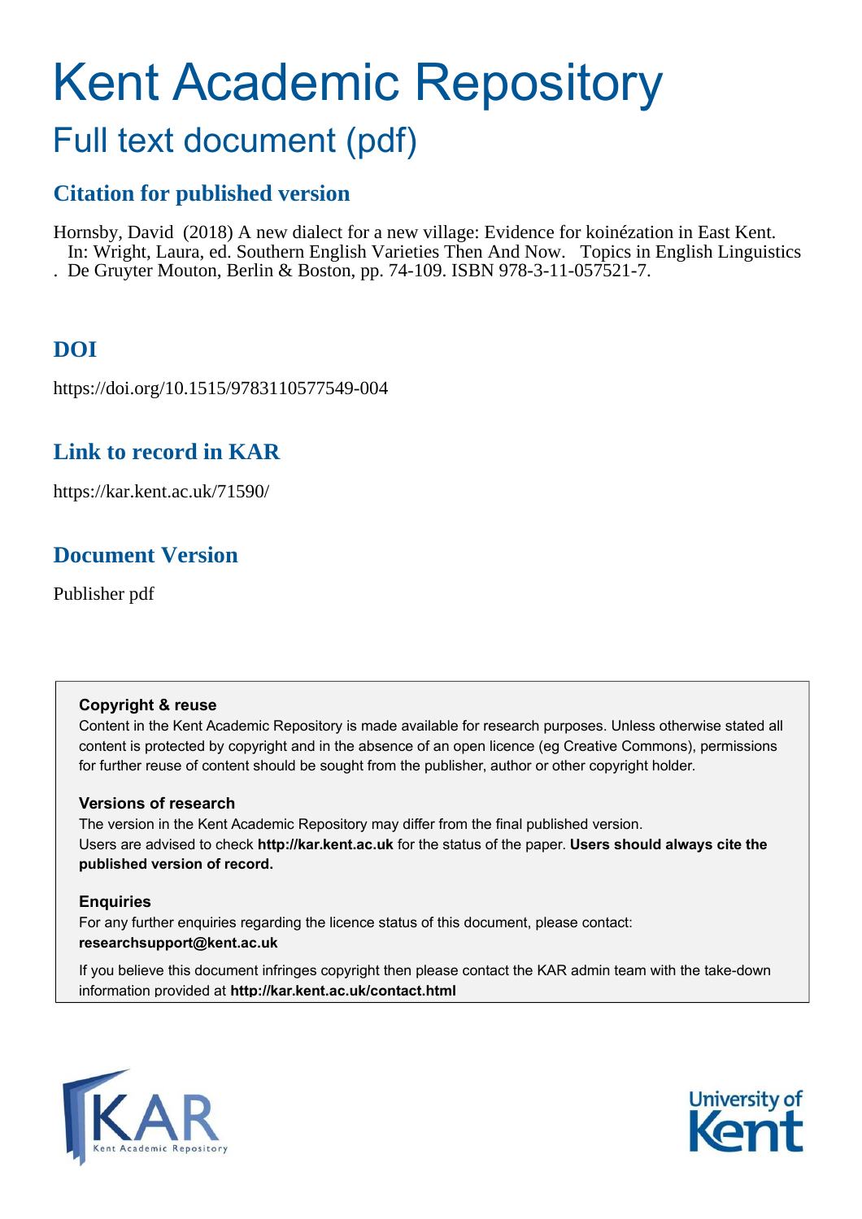# Kent Academic Repository

## Full text document (pdf)

### Citation for published version

Hornsby, David (2018) A new dialect for a new village: Evidence for koinézation in East Kent. In: Wright, Laura, ed. Southern English Varieties Then And Now. Topics in English Linguistics . De Gruyter Mouton, Berlin & Boston, pp. 74-109. ISBN 978-3-11-057521-7.

### DOI

https://doi.org/10.1515/9783110577549-004

### Link to record in KAR

https://kar.kent.ac.uk/71590/

### Document Version

Publisher pdf

**Copyright & reuse**

Content in the Kent Academic Repository is made available for research purposes. Unless otherwise stated all content is protected by copyright and in the absence of an open licence (eg Creative Commons), permissions for further reuse of content should be sought from the publisher, author or other copyright holder.

**Versions of research**

The version in the Kent Academic Repository may differ from the final published version. Users are advised to check **http://kar.kent.ac.uk** for the status of the paper. **Users should always cite the published version of record.**

**Enquiries**

For any further enquiries regarding the licence status of this document, please contact: **researchsupport@kent.ac.uk**

If you believe this document infringes copyright then please contact the KAR admin team with the take-down information provided at **http://kar.kent.ac.uk/contact.html**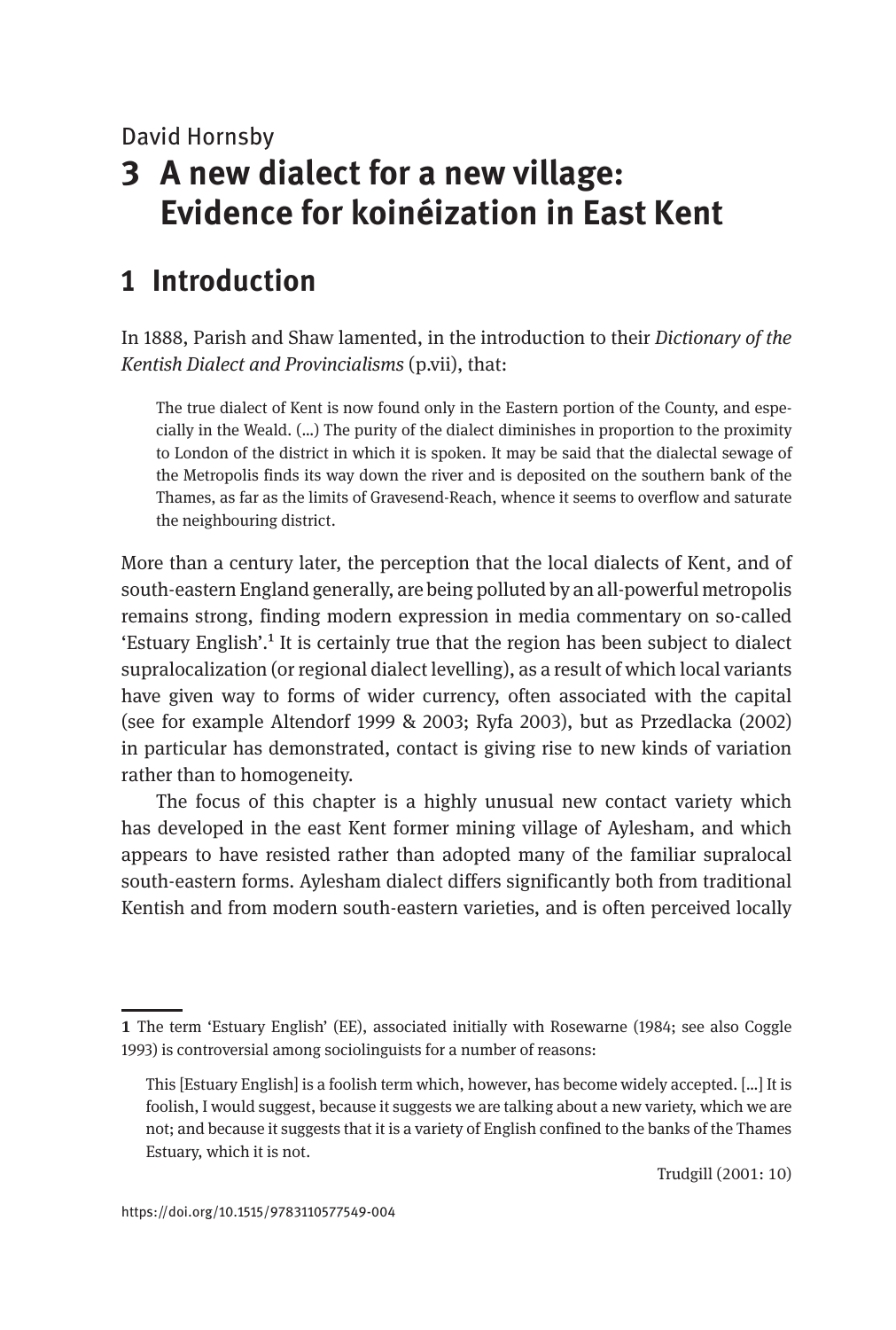David Hornsby

# 3 A new dialect for a new village: Evidence for koinéization in East Kent

## 1 Introduction

In 1888, Parish and Shaw lamented, in the introduction to their *Dictionary of the Kentish Dialect and Provincialisms* (p.vii), that:

> The true dialect of Kent is now found only in the Eastern portion of the County, and especially in the Weald. (...) The purity of the dialect diminishes in proportion to the proximity to London of the district in which it is spoken. It may be said that the dialectal sewage of the Metropolis finds its way down the river and is deposited on the southern bank of the Thames, as far as the limits of Gravesend-Reach, whence it seems to overflow and saturate the neighbouring district.

More than a century later, the perception that the local dialects of Kent, and of south-eastern England generally, are being polluted by an all-powerful metropolis remains strong, finding modern expression in media commentary on so-called 'Estuary English'.[1] It is certainly true that the region has been subject to dialect supralocalization (or regional dialect levelling), as a result of which local variants have given way to forms of wider currency, often associated with the capital (see for example Altendorf 1999 & 2003; Ryfa 2003), but as Przedlacka (2002) in particular has demonstrated, contact is giving rise to new kinds of variation rather than to homogeneity.

The focus of this chapter is a highly unusual new contact variety which has developed in the east Kent former mining village of Aylesham, and which appears to have resisted rather than adopted many of the familiar supralocal south-eastern forms. Aylesham dialect differs significantly both from traditional Kentish and from modern south-eastern varieties, and is often perceived locally

---

**1** The term 'Estuary English' (EE), associated initially with Rosewarne (1984; see also Coggle 1993) is controversial among sociolinguists for a number of reasons:

> This [Estuary English] is a foolish term which, however, has become widely accepted. [...] It is foolish, I would suggest, because it suggests we are talking about a new variety, which we are not; and because it suggests that it is a variety of English confined to the banks of the Thames Estuary, which it is not.
>
> Trudgill (2001: 10)

https://doi.org/10.1515/9783110577549-004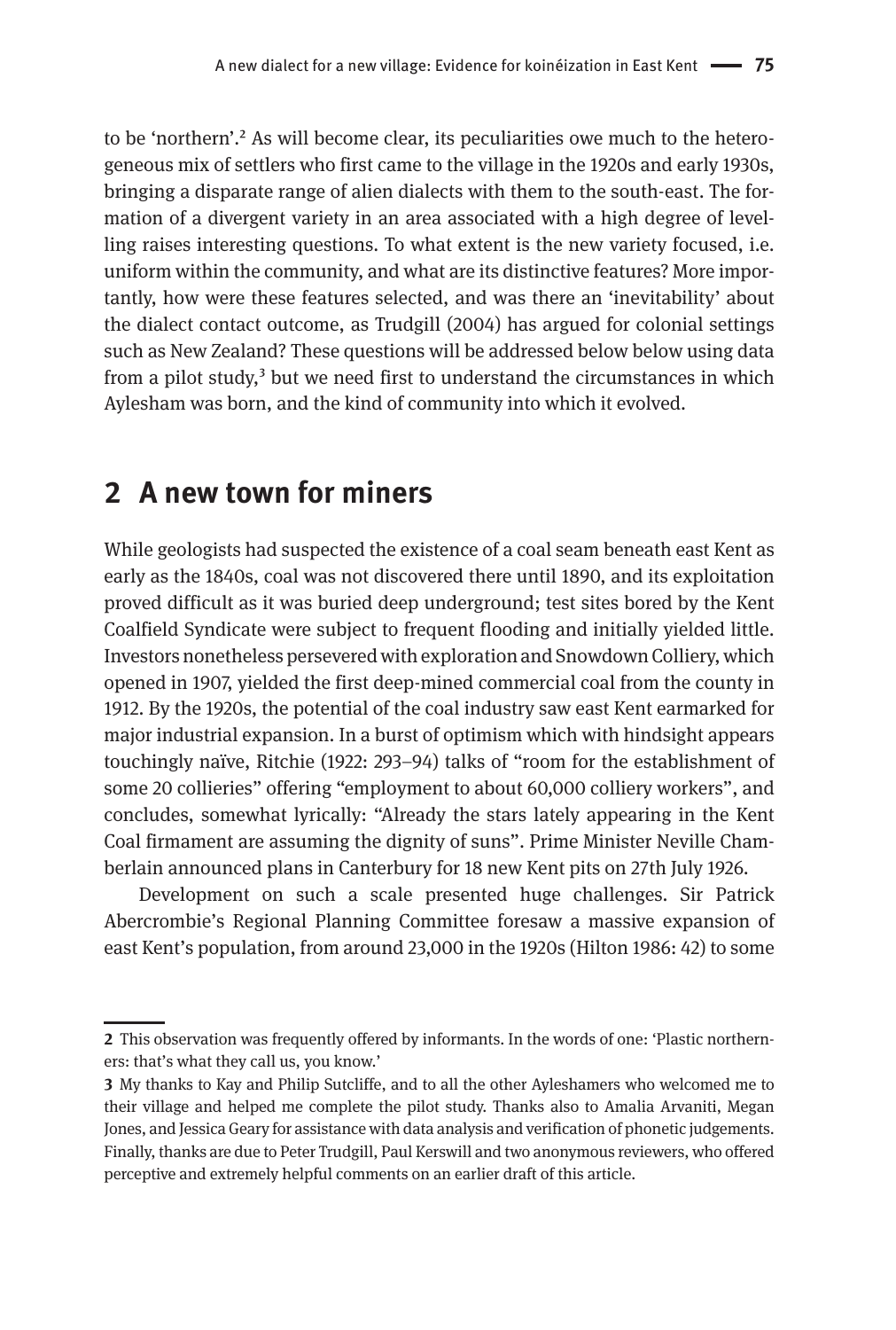to be 'northern'.[2] As will become clear, its peculiarities owe much to the heterogeneous mix of settlers who first came to the village in the 1920s and early 1930s, bringing a disparate range of alien dialects with them to the south-east. The formation of a divergent variety in an area associated with a high degree of levelling raises interesting questions. To what extent is the new variety focused, i.e. uniform within the community, and what are its distinctive features? More importantly, how were these features selected, and was there an 'inevitability' about the dialect contact outcome, as Trudgill (2004) has argued for colonial settings such as New Zealand? These questions will be addressed below below using data from a pilot study,[3] but we need first to understand the circumstances in which Aylesham was born, and the kind of community into which it evolved.

## 2 A new town for miners

While geologists had suspected the existence of a coal seam beneath east Kent as early as the 1840s, coal was not discovered there until 1890, and its exploitation proved difficult as it was buried deep underground; test sites bored by the Kent Coalfield Syndicate were subject to frequent flooding and initially yielded little. Investors nonetheless persevered with exploration and Snowdown Colliery, which opened in 1907, yielded the first deep-mined commercial coal from the county in 1912. By the 1920s, the potential of the coal industry saw east Kent earmarked for major industrial expansion. In a burst of optimism which with hindsight appears touchingly naïve, Ritchie (1922: 293–94) talks of "room for the establishment of some 20 collieries" offering "employment to about 60,000 colliery workers", and concludes, somewhat lyrically: "Already the stars lately appearing in the Kent Coal firmament are assuming the dignity of suns". Prime Minister Neville Chamberlain announced plans in Canterbury for 18 new Kent pits on 27th July 1926.

Development on such a scale presented huge challenges. Sir Patrick Abercrombie's Regional Planning Committee foresaw a massive expansion of east Kent's population, from around 23,000 in the 1920s (Hilton 1986: 42) to some

---

2 This observation was frequently offered by informants. In the words of one: 'Plastic northerners: that's what they call us, you know.'

3 My thanks to Kay and Philip Sutcliffe, and to all the other Ayleshamers who welcomed me to their village and helped me complete the pilot study. Thanks also to Amalia Arvaniti, Megan Jones, and Jessica Geary for assistance with data analysis and verification of phonetic judgements. Finally, thanks are due to Peter Trudgill, Paul Kerswill and two anonymous reviewers, who offered perceptive and extremely helpful comments on an earlier draft of this article.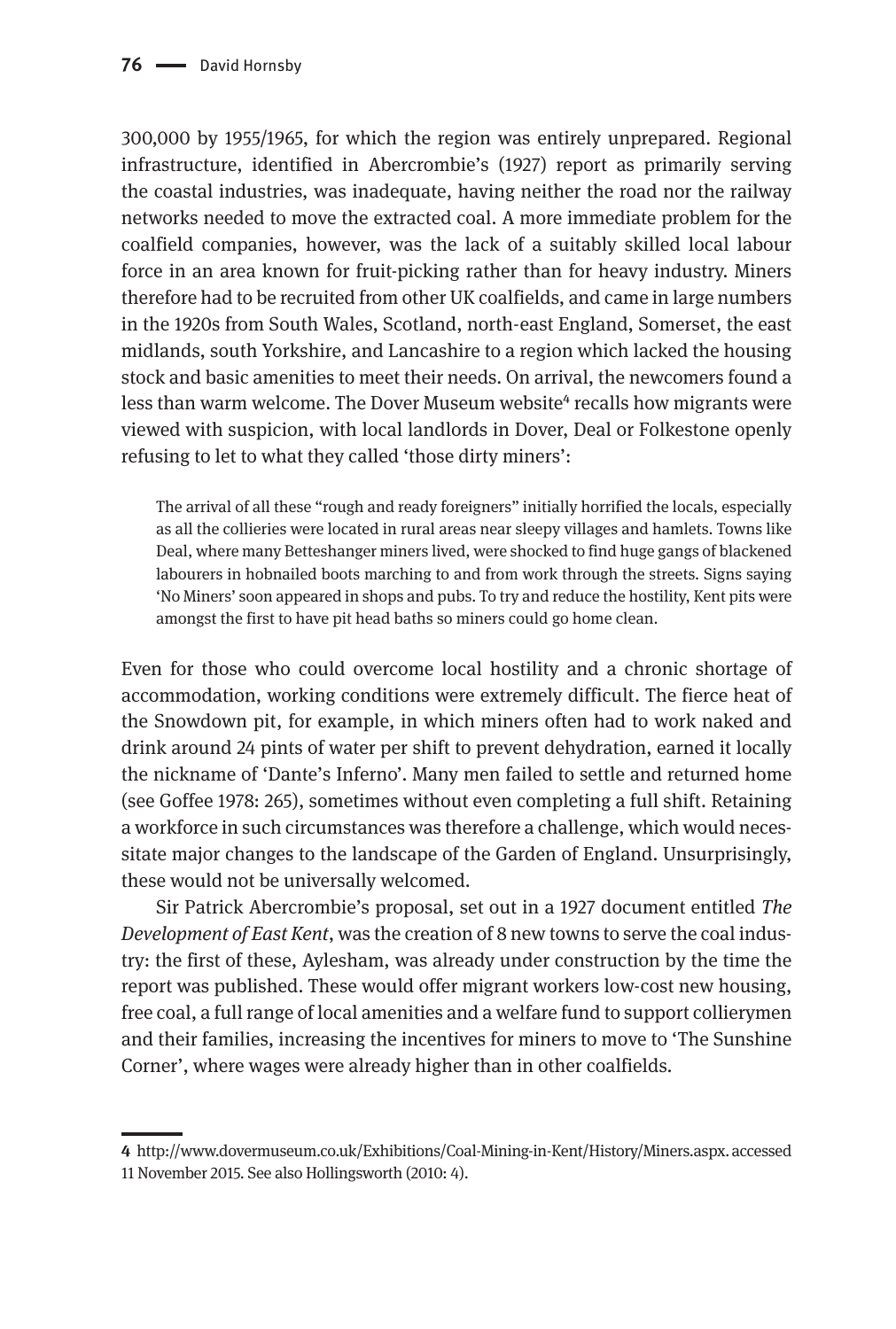300,000 by 1955/1965, for which the region was entirely unprepared. Regional infrastructure, identified in Abercrombie's (1927) report as primarily serving the coastal industries, was inadequate, having neither the road nor the railway networks needed to move the extracted coal. A more immediate problem for the coalfield companies, however, was the lack of a suitably skilled local labour force in an area known for fruit-picking rather than for heavy industry. Miners therefore had to be recruited from other UK coalfields, and came in large numbers in the 1920s from South Wales, Scotland, north-east England, Somerset, the east midlands, south Yorkshire, and Lancashire to a region which lacked the housing stock and basic amenities to meet their needs. On arrival, the newcomers found a less than warm welcome. The Dover Museum website[4] recalls how migrants were viewed with suspicion, with local landlords in Dover, Deal or Folkestone openly refusing to let to what they called 'those dirty miners':

> The arrival of all these "rough and ready foreigners" initially horrified the locals, especially as all the collieries were located in rural areas near sleepy villages and hamlets. Towns like Deal, where many Betteshanger miners lived, were shocked to find huge gangs of blackened labourers in hobnailed boots marching to and from work through the streets. Signs saying 'No Miners' soon appeared in shops and pubs. To try and reduce the hostility, Kent pits were amongst the first to have pit head baths so miners could go home clean.

Even for those who could overcome local hostility and a chronic shortage of accommodation, working conditions were extremely difficult. The fierce heat of the Snowdown pit, for example, in which miners often had to work naked and drink around 24 pints of water per shift to prevent dehydration, earned it locally the nickname of 'Dante's Inferno'. Many men failed to settle and returned home (see Goffee 1978: 265), sometimes without even completing a full shift. Retaining a workforce in such circumstances was therefore a challenge, which would necessitate major changes to the landscape of the Garden of England. Unsurprisingly, these would not be universally welcomed.

Sir Patrick Abercrombie's proposal, set out in a 1927 document entitled *The Development of East Kent*, was the creation of 8 new towns to serve the coal industry: the first of these, Aylesham, was already under construction by the time the report was published. These would offer migrant workers low-cost new housing, free coal, a full range of local amenities and a welfare fund to support collierymen and their families, increasing the incentives for miners to move to 'The Sunshine Corner', where wages were already higher than in other coalfields.

---

**4** http://www.dovermuseum.co.uk/Exhibitions/Coal-Mining-in-Kent/History/Miners.aspx. accessed 11 November 2015. See also Hollingsworth (2010: 4).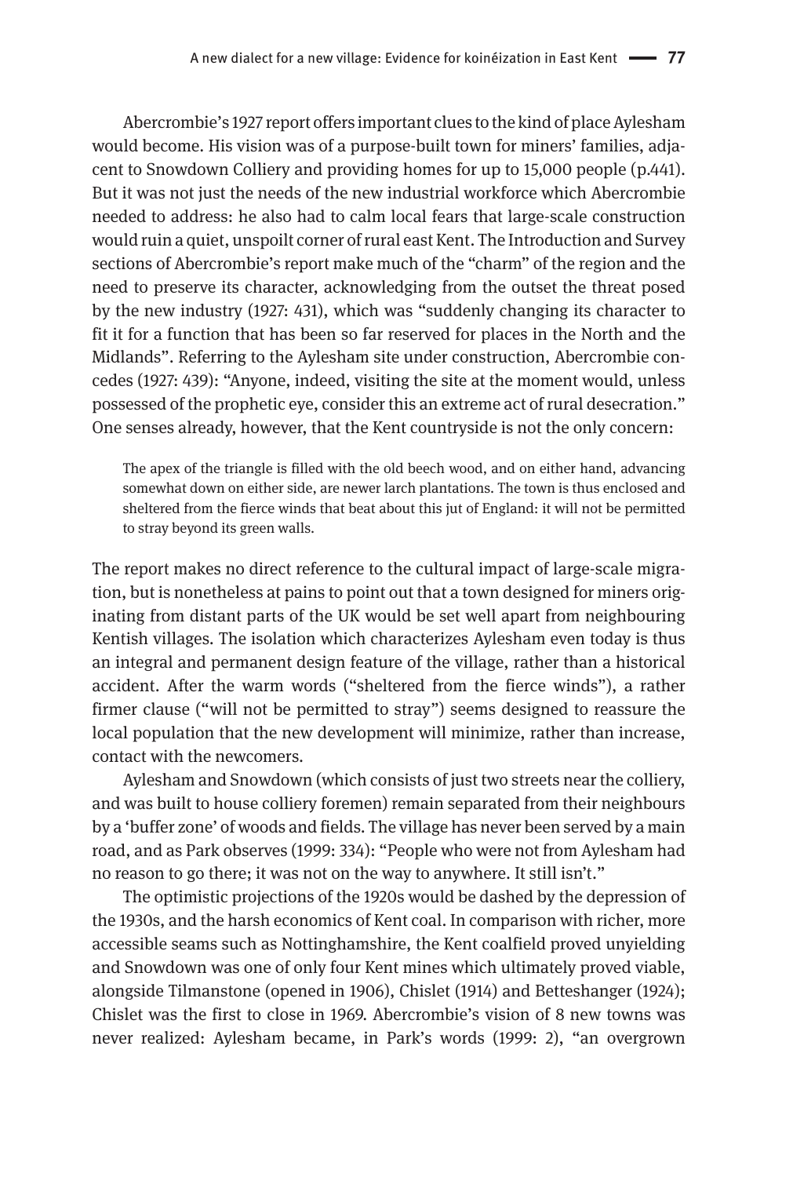Abercrombie's 1927 report offers important clues to the kind of place Aylesham would become. His vision was of a purpose-built town for miners' families, adjacent to Snowdown Colliery and providing homes for up to 15,000 people (p.441). But it was not just the needs of the new industrial workforce which Abercrombie needed to address: he also had to calm local fears that large-scale construction would ruin a quiet, unspoilt corner of rural east Kent. The Introduction and Survey sections of Abercrombie's report make much of the "charm" of the region and the need to preserve its character, acknowledging from the outset the threat posed by the new industry (1927: 431), which was "suddenly changing its character to fit it for a function that has been so far reserved for places in the North and the Midlands". Referring to the Aylesham site under construction, Abercrombie concedes (1927: 439): "Anyone, indeed, visiting the site at the moment would, unless possessed of the prophetic eye, consider this an extreme act of rural desecration." One senses already, however, that the Kent countryside is not the only concern:

> The apex of the triangle is filled with the old beech wood, and on either hand, advancing somewhat down on either side, are newer larch plantations. The town is thus enclosed and sheltered from the fierce winds that beat about this jut of England: it will not be permitted to stray beyond its green walls.

The report makes no direct reference to the cultural impact of large-scale migration, but is nonetheless at pains to point out that a town designed for miners originating from distant parts of the UK would be set well apart from neighbouring Kentish villages. The isolation which characterizes Aylesham even today is thus an integral and permanent design feature of the village, rather than a historical accident. After the warm words ("sheltered from the fierce winds"), a rather firmer clause ("will not be permitted to stray") seems designed to reassure the local population that the new development will minimize, rather than increase, contact with the newcomers.

Aylesham and Snowdown (which consists of just two streets near the colliery, and was built to house colliery foremen) remain separated from their neighbours by a 'buffer zone' of woods and fields. The village has never been served by a main road, and as Park observes (1999: 334): "People who were not from Aylesham had no reason to go there; it was not on the way to anywhere. It still isn't."

The optimistic projections of the 1920s would be dashed by the depression of the 1930s, and the harsh economics of Kent coal. In comparison with richer, more accessible seams such as Nottinghamshire, the Kent coalfield proved unyielding and Snowdown was one of only four Kent mines which ultimately proved viable, alongside Tilmanstone (opened in 1906), Chislet (1914) and Betteshanger (1924); Chislet was the first to close in 1969. Abercrombie's vision of 8 new towns was never realized: Aylesham became, in Park's words (1999: 2), "an overgrown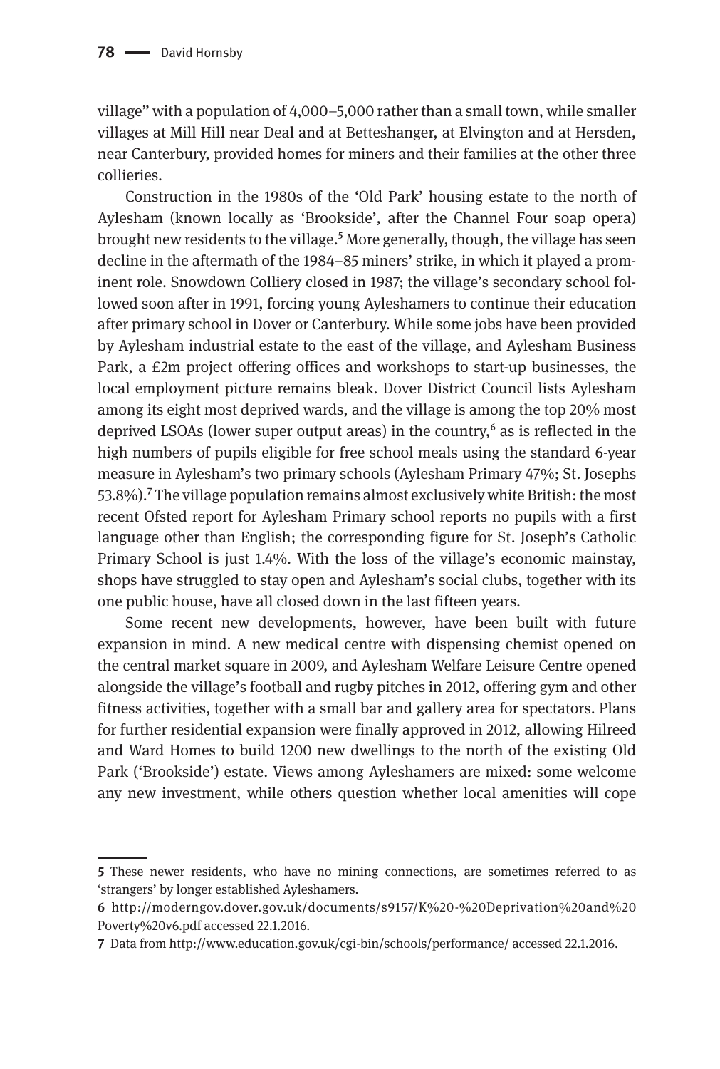village" with a population of 4,000–5,000 rather than a small town, while smaller villages at Mill Hill near Deal and at Betteshanger, at Elvington and at Hersden, near Canterbury, provided homes for miners and their families at the other three collieries.

Construction in the 1980s of the 'Old Park' housing estate to the north of Aylesham (known locally as 'Brookside', after the Channel Four soap opera) brought new residents to the village.[5] More generally, though, the village has seen decline in the aftermath of the 1984–85 miners' strike, in which it played a prominent role. Snowdown Colliery closed in 1987; the village's secondary school followed soon after in 1991, forcing young Ayleshamers to continue their education after primary school in Dover or Canterbury. While some jobs have been provided by Aylesham industrial estate to the east of the village, and Aylesham Business Park, a £2m project offering offices and workshops to start-up businesses, the local employment picture remains bleak. Dover District Council lists Aylesham among its eight most deprived wards, and the village is among the top 20% most deprived LSOAs (lower super output areas) in the country,[6] as is reflected in the high numbers of pupils eligible for free school meals using the standard 6-year measure in Aylesham's two primary schools (Aylesham Primary 47%; St. Josephs 53.8%).[7] The village population remains almost exclusively white British: the most recent Ofsted report for Aylesham Primary school reports no pupils with a first language other than English; the corresponding figure for St. Joseph's Catholic Primary School is just 1.4%. With the loss of the village's economic mainstay, shops have struggled to stay open and Aylesham's social clubs, together with its one public house, have all closed down in the last fifteen years.

Some recent new developments, however, have been built with future expansion in mind. A new medical centre with dispensing chemist opened on the central market square in 2009, and Aylesham Welfare Leisure Centre opened alongside the village's football and rugby pitches in 2012, offering gym and other fitness activities, together with a small bar and gallery area for spectators. Plans for further residential expansion were finally approved in 2012, allowing Hilreed and Ward Homes to build 1200 new dwellings to the north of the existing Old Park ('Brookside') estate. Views among Ayleshamers are mixed: some welcome any new investment, while others question whether local amenities will cope

---

**5** These newer residents, who have no mining connections, are sometimes referred to as 'strangers' by longer established Ayleshamers.

**6** http://moderngov.dover.gov.uk/documents/s9157/K%20-%20Deprivation%20and%20Poverty%20v6.pdf accessed 22.1.2016.

**7** Data from http://www.education.gov.uk/cgi-bin/schools/performance/ accessed 22.1.2016.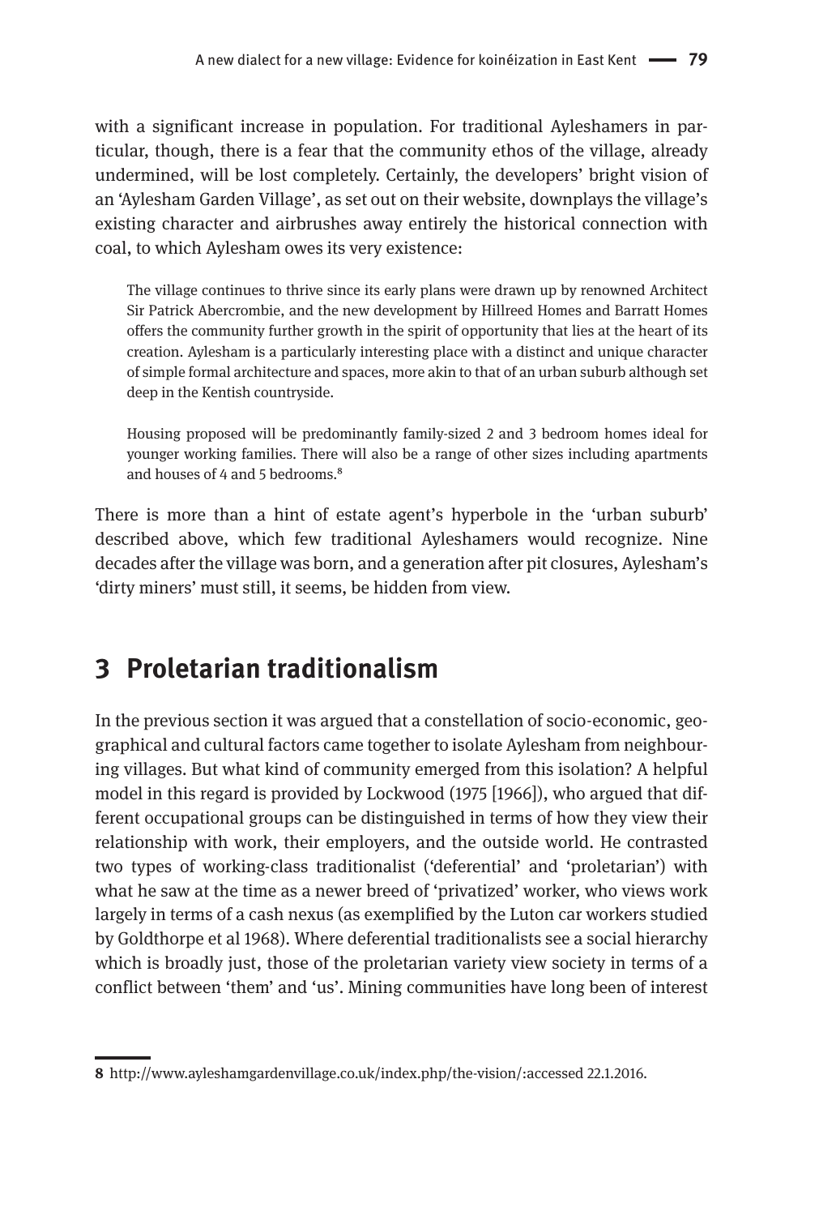with a significant increase in population. For traditional Ayleshamers in particular, though, there is a fear that the community ethos of the village, already undermined, will be lost completely. Certainly, the developers' bright vision of an 'Aylesham Garden Village', as set out on their website, downplays the village's existing character and airbrushes away entirely the historical connection with coal, to which Aylesham owes its very existence:

> The village continues to thrive since its early plans were drawn up by renowned Architect Sir Patrick Abercrombie, and the new development by Hillreed Homes and Barratt Homes offers the community further growth in the spirit of opportunity that lies at the heart of its creation. Aylesham is a particularly interesting place with a distinct and unique character of simple formal architecture and spaces, more akin to that of an urban suburb although set deep in the Kentish countryside.
>
> Housing proposed will be predominantly family-sized 2 and 3 bedroom homes ideal for younger working families. There will also be a range of other sizes including apartments and houses of 4 and 5 bedrooms.[8]

There is more than a hint of estate agent's hyperbole in the 'urban suburb' described above, which few traditional Ayleshamers would recognize. Nine decades after the village was born, and a generation after pit closures, Aylesham's 'dirty miners' must still, it seems, be hidden from view.

## 3 Proletarian traditionalism

In the previous section it was argued that a constellation of socio-economic, geographical and cultural factors came together to isolate Aylesham from neighbouring villages. But what kind of community emerged from this isolation? A helpful model in this regard is provided by Lockwood (1975 [1966]), who argued that different occupational groups can be distinguished in terms of how they view their relationship with work, their employers, and the outside world. He contrasted two types of working-class traditionalist ('deferential' and 'proletarian') with what he saw at the time as a newer breed of 'privatized' worker, who views work largely in terms of a cash nexus (as exemplified by the Luton car workers studied by Goldthorpe et al 1968). Where deferential traditionalists see a social hierarchy which is broadly just, those of the proletarian variety view society in terms of a conflict between 'them' and 'us'. Mining communities have long been of interest

---

8 http://www.ayleshamgardenvillage.co.uk/index.php/the-vision/:accessed 22.1.2016.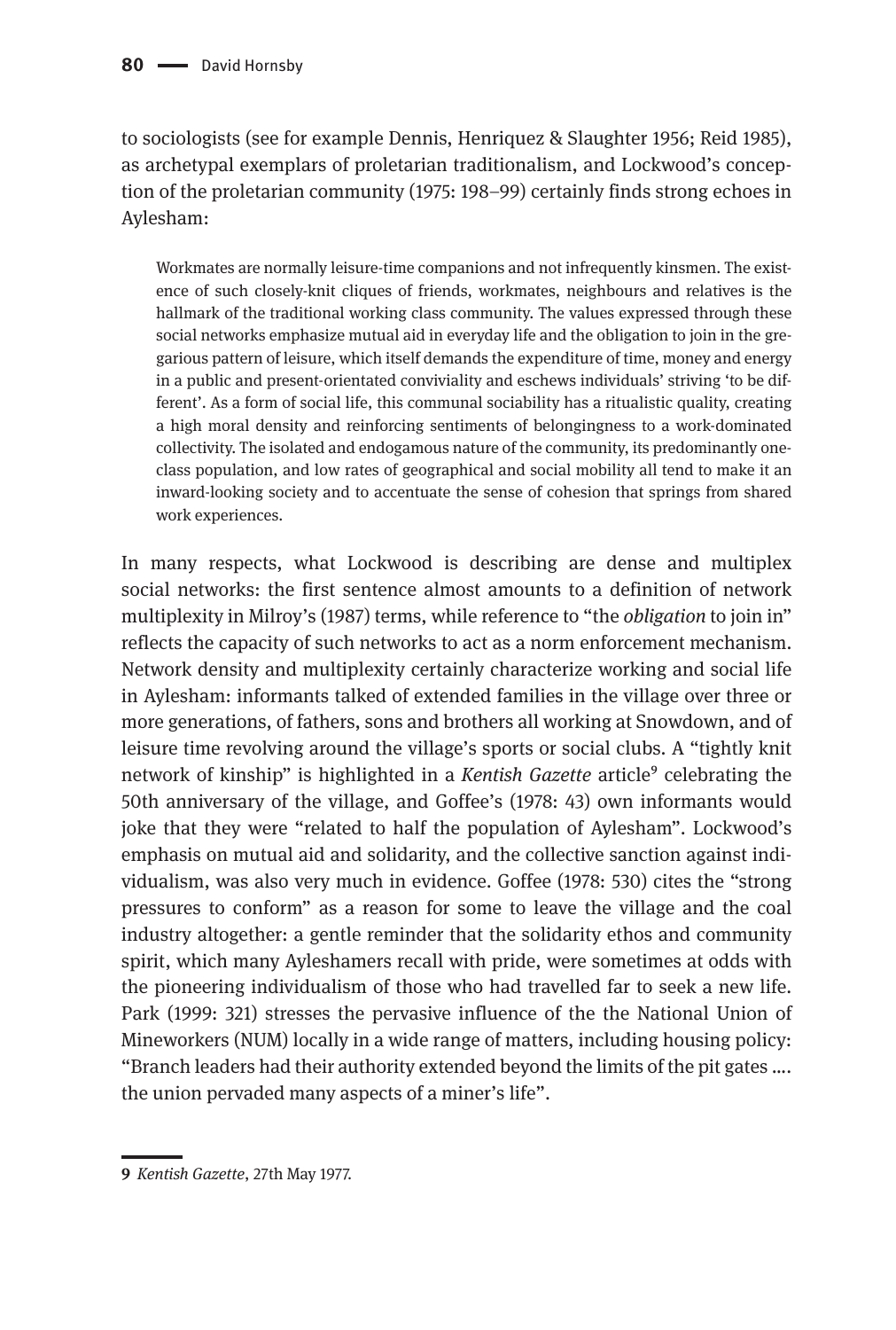to sociologists (see for example Dennis, Henriquez & Slaughter 1956; Reid 1985), as archetypal exemplars of proletarian traditionalism, and Lockwood's conception of the proletarian community (1975: 198–99) certainly finds strong echoes in Aylesham:

> Workmates are normally leisure-time companions and not infrequently kinsmen. The existence of such closely-knit cliques of friends, workmates, neighbours and relatives is the hallmark of the traditional working class community. The values expressed through these social networks emphasize mutual aid in everyday life and the obligation to join in the gregarious pattern of leisure, which itself demands the expenditure of time, money and energy in a public and present-orientated conviviality and eschews individuals' striving 'to be different'. As a form of social life, this communal sociability has a ritualistic quality, creating a high moral density and reinforcing sentiments of belongingness to a work-dominated collectivity. The isolated and endogamous nature of the community, its predominantly one-class population, and low rates of geographical and social mobility all tend to make it an inward-looking society and to accentuate the sense of cohesion that springs from shared work experiences.

In many respects, what Lockwood is describing are dense and multiplex social networks: the first sentence almost amounts to a definition of network multiplexity in Milroy's (1987) terms, while reference to "the *obligation* to join in" reflects the capacity of such networks to act as a norm enforcement mechanism. Network density and multiplexity certainly characterize working and social life in Aylesham: informants talked of extended families in the village over three or more generations, of fathers, sons and brothers all working at Snowdown, and of leisure time revolving around the village's sports or social clubs. A "tightly knit network of kinship" is highlighted in a *Kentish Gazette* article[9] celebrating the 50th anniversary of the village, and Goffee's (1978: 43) own informants would joke that they were "related to half the population of Aylesham". Lockwood's emphasis on mutual aid and solidarity, and the collective sanction against individualism, was also very much in evidence. Goffee (1978: 530) cites the "strong pressures to conform" as a reason for some to leave the village and the coal industry altogether: a gentle reminder that the solidarity ethos and community spirit, which many Ayleshamers recall with pride, were sometimes at odds with the pioneering individualism of those who had travelled far to seek a new life. Park (1999: 321) stresses the pervasive influence of the the National Union of Mineworkers (NUM) locally in a wide range of matters, including housing policy: "Branch leaders had their authority extended beyond the limits of the pit gates .... the union pervaded many aspects of a miner's life".

---

**9** *Kentish Gazette*, 27th May 1977.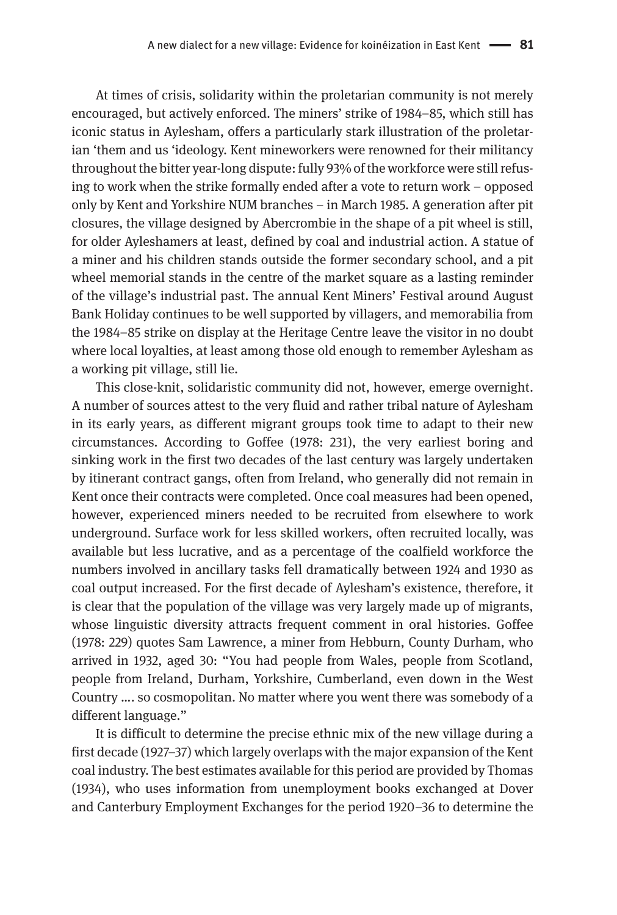At times of crisis, solidarity within the proletarian community is not merely encouraged, but actively enforced. The miners' strike of 1984–85, which still has iconic status in Aylesham, offers a particularly stark illustration of the proletarian 'them and us 'ideology. Kent mineworkers were renowned for their militancy throughout the bitter year-long dispute: fully 93% of the workforce were still refusing to work when the strike formally ended after a vote to return work – opposed only by Kent and Yorkshire NUM branches – in March 1985. A generation after pit closures, the village designed by Abercrombie in the shape of a pit wheel is still, for older Ayleshamers at least, defined by coal and industrial action. A statue of a miner and his children stands outside the former secondary school, and a pit wheel memorial stands in the centre of the market square as a lasting reminder of the village's industrial past. The annual Kent Miners' Festival around August Bank Holiday continues to be well supported by villagers, and memorabilia from the 1984–85 strike on display at the Heritage Centre leave the visitor in no doubt where local loyalties, at least among those old enough to remember Aylesham as a working pit village, still lie.

This close-knit, solidaristic community did not, however, emerge overnight. A number of sources attest to the very fluid and rather tribal nature of Aylesham in its early years, as different migrant groups took time to adapt to their new circumstances. According to Goffee (1978: 231), the very earliest boring and sinking work in the first two decades of the last century was largely undertaken by itinerant contract gangs, often from Ireland, who generally did not remain in Kent once their contracts were completed. Once coal measures had been opened, however, experienced miners needed to be recruited from elsewhere to work underground. Surface work for less skilled workers, often recruited locally, was available but less lucrative, and as a percentage of the coalfield workforce the numbers involved in ancillary tasks fell dramatically between 1924 and 1930 as coal output increased. For the first decade of Aylesham's existence, therefore, it is clear that the population of the village was very largely made up of migrants, whose linguistic diversity attracts frequent comment in oral histories. Goffee (1978: 229) quotes Sam Lawrence, a miner from Hebburn, County Durham, who arrived in 1932, aged 30: "You had people from Wales, people from Scotland, people from Ireland, Durham, Yorkshire, Cumberland, even down in the West Country …. so cosmopolitan. No matter where you went there was somebody of a different language."

It is difficult to determine the precise ethnic mix of the new village during a first decade (1927–37) which largely overlaps with the major expansion of the Kent coal industry. The best estimates available for this period are provided by Thomas (1934), who uses information from unemployment books exchanged at Dover and Canterbury Employment Exchanges for the period 1920–36 to determine the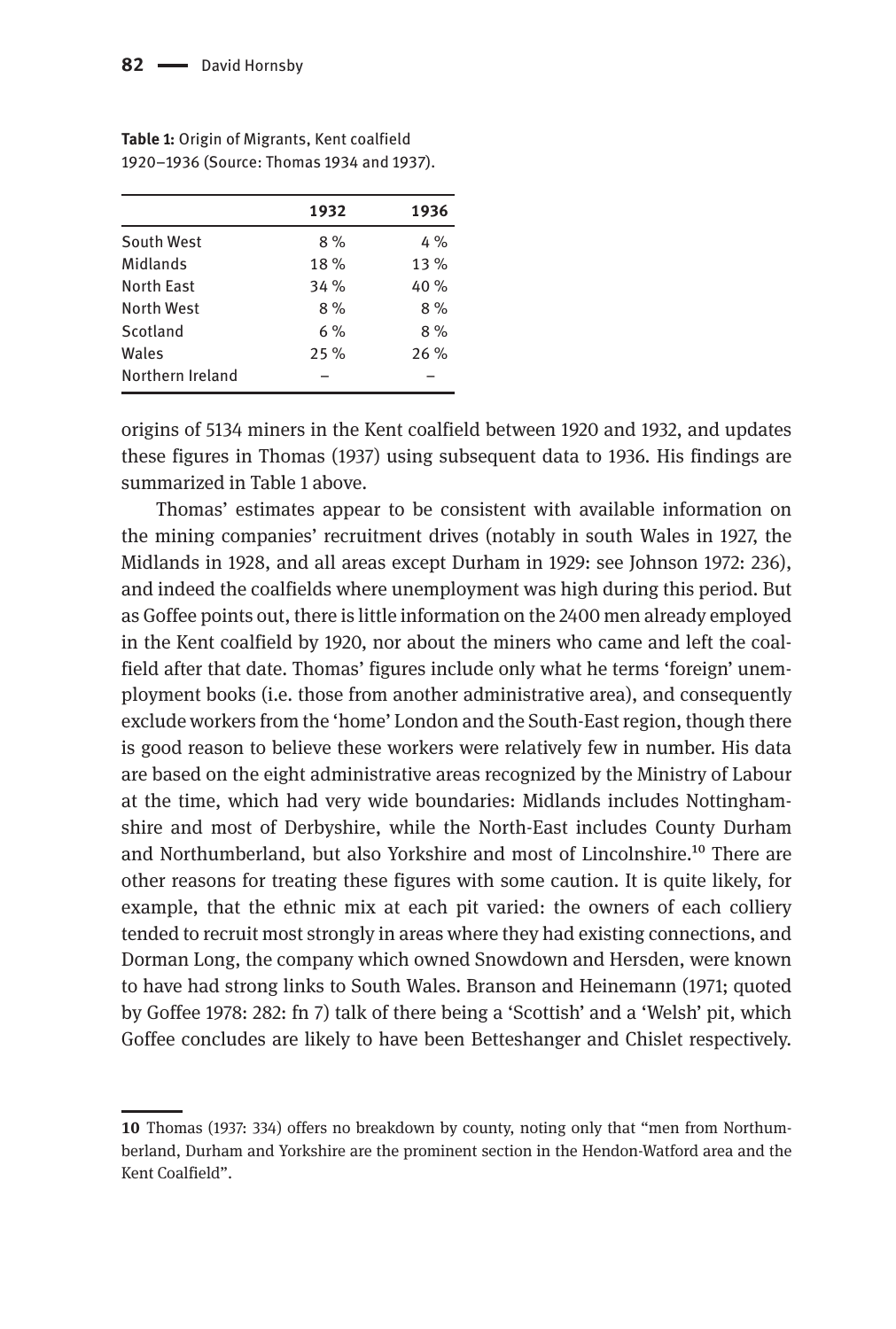**Table 1:** Origin of Migrants, Kent coalfield 1920–1936 (Source: Thomas 1934 and 1937).

| | 1932 | 1936 |
|---|---|---|
| South West | 8 % | 4 % |
| Midlands | 18 % | 13 % |
| North East | 34 % | 40 % |
| North West | 8 % | 8 % |
| Scotland | 6 % | 8 % |
| Wales | 25 % | 26 % |
| Northern Ireland | – | – |

origins of 5134 miners in the Kent coalfield between 1920 and 1932, and updates these figures in Thomas (1937) using subsequent data to 1936. His findings are summarized in Table 1 above.

Thomas' estimates appear to be consistent with available information on the mining companies' recruitment drives (notably in south Wales in 1927, the Midlands in 1928, and all areas except Durham in 1929: see Johnson 1972: 236), and indeed the coalfields where unemployment was high during this period. But as Goffee points out, there is little information on the 2400 men already employed in the Kent coalfield by 1920, nor about the miners who came and left the coalfield after that date. Thomas' figures include only what he terms 'foreign' unemployment books (i.e. those from another administrative area), and consequently exclude workers from the 'home' London and the South-East region, though there is good reason to believe these workers were relatively few in number. His data are based on the eight administrative areas recognized by the Ministry of Labour at the time, which had very wide boundaries: Midlands includes Nottinghamshire and most of Derbyshire, while the North-East includes County Durham and Northumberland, but also Yorkshire and most of Lincolnshire.[10] There are other reasons for treating these figures with some caution. It is quite likely, for example, that the ethnic mix at each pit varied: the owners of each colliery tended to recruit most strongly in areas where they had existing connections, and Dorman Long, the company which owned Snowdown and Hersden, were known to have had strong links to South Wales. Branson and Heinemann (1971; quoted by Goffee 1978: 282: fn 7) talk of there being a 'Scottish' and a 'Welsh' pit, which Goffee concludes are likely to have been Betteshanger and Chislet respectively.

---

**10** Thomas (1937: 334) offers no breakdown by county, noting only that "men from Northumberland, Durham and Yorkshire are the prominent section in the Hendon-Watford area and the Kent Coalfield".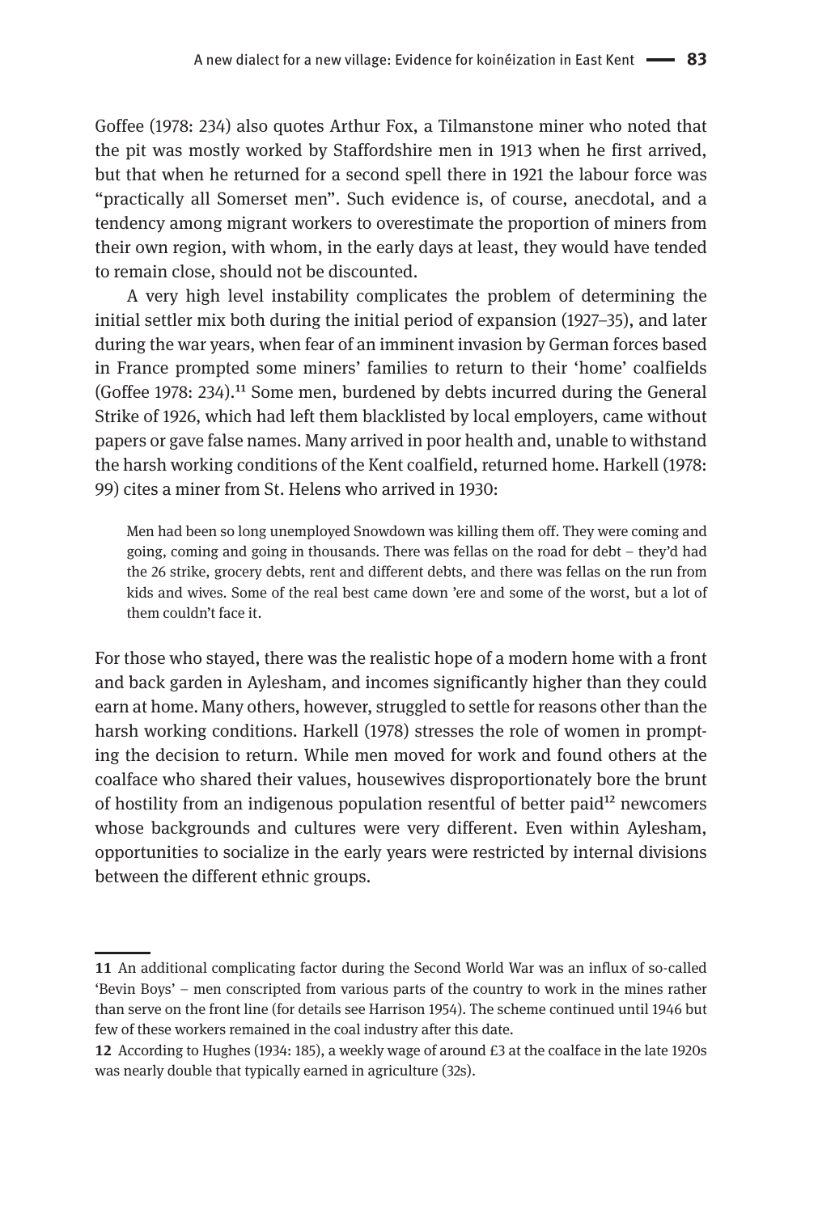Goffee (1978: 234) also quotes Arthur Fox, a Tilmanstone miner who noted that the pit was mostly worked by Staffordshire men in 1913 when he first arrived, but that when he returned for a second spell there in 1921 the labour force was "practically all Somerset men". Such evidence is, of course, anecdotal, and a tendency among migrant workers to overestimate the proportion of miners from their own region, with whom, in the early days at least, they would have tended to remain close, should not be discounted.

A very high level instability complicates the problem of determining the initial settler mix both during the initial period of expansion (1927–35), and later during the war years, when fear of an imminent invasion by German forces based in France prompted some miners' families to return to their 'home' coalfields (Goffee 1978: 234).[11] Some men, burdened by debts incurred during the General Strike of 1926, which had left them blacklisted by local employers, came without papers or gave false names. Many arrived in poor health and, unable to withstand the harsh working conditions of the Kent coalfield, returned home. Harkell (1978: 99) cites a miner from St. Helens who arrived in 1930:

> Men had been so long unemployed Snowdown was killing them off. They were coming and going, coming and going in thousands. There was fellas on the road for debt – they'd had the 26 strike, grocery debts, rent and different debts, and there was fellas on the run from kids and wives. Some of the real best came down 'ere and some of the worst, but a lot of them couldn't face it.

For those who stayed, there was the realistic hope of a modern home with a front and back garden in Aylesham, and incomes significantly higher than they could earn at home. Many others, however, struggled to settle for reasons other than the harsh working conditions. Harkell (1978) stresses the role of women in prompting the decision to return. While men moved for work and found others at the coalface who shared their values, housewives disproportionately bore the brunt of hostility from an indigenous population resentful of better paid[12] newcomers whose backgrounds and cultures were very different. Even within Aylesham, opportunities to socialize in the early years were restricted by internal divisions between the different ethnic groups.

---

**11** An additional complicating factor during the Second World War was an influx of so-called 'Bevin Boys' – men conscripted from various parts of the country to work in the mines rather than serve on the front line (for details see Harrison 1954). The scheme continued until 1946 but few of these workers remained in the coal industry after this date.

**12** According to Hughes (1934: 185), a weekly wage of around £3 at the coalface in the late 1920s was nearly double that typically earned in agriculture (32s).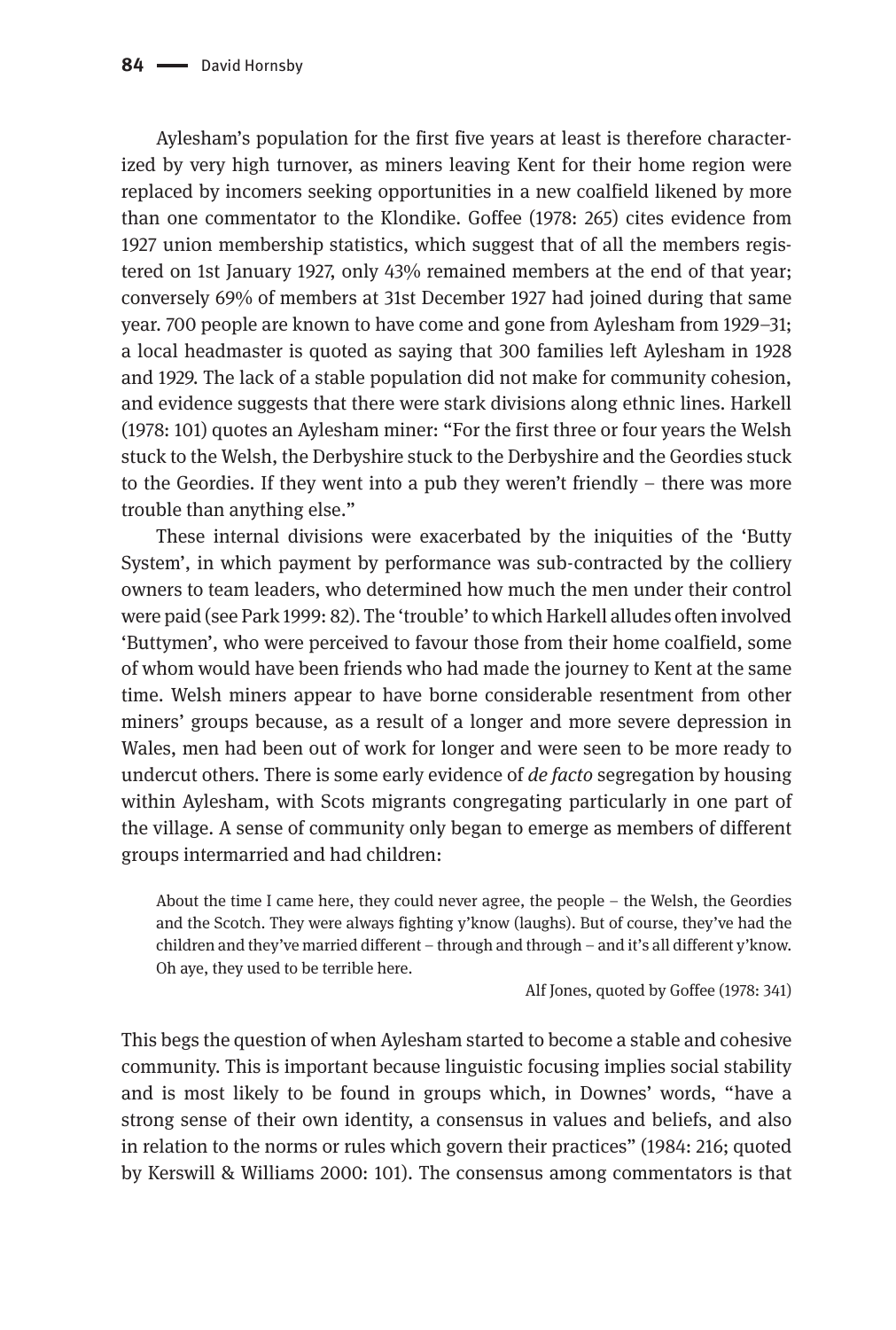Aylesham's population for the first five years at least is therefore characterized by very high turnover, as miners leaving Kent for their home region were replaced by incomers seeking opportunities in a new coalfield likened by more than one commentator to the Klondike. Goffee (1978: 265) cites evidence from 1927 union membership statistics, which suggest that of all the members registered on 1st January 1927, only 43% remained members at the end of that year; conversely 69% of members at 31st December 1927 had joined during that same year. 700 people are known to have come and gone from Aylesham from 1929–31; a local headmaster is quoted as saying that 300 families left Aylesham in 1928 and 1929. The lack of a stable population did not make for community cohesion, and evidence suggests that there were stark divisions along ethnic lines. Harkell (1978: 101) quotes an Aylesham miner: "For the first three or four years the Welsh stuck to the Welsh, the Derbyshire stuck to the Derbyshire and the Geordies stuck to the Geordies. If they went into a pub they weren't friendly – there was more trouble than anything else."

These internal divisions were exacerbated by the iniquities of the 'Butty System', in which payment by performance was sub-contracted by the colliery owners to team leaders, who determined how much the men under their control were paid (see Park 1999: 82). The 'trouble' to which Harkell alludes often involved 'Buttymen', who were perceived to favour those from their home coalfield, some of whom would have been friends who had made the journey to Kent at the same time. Welsh miners appear to have borne considerable resentment from other miners' groups because, as a result of a longer and more severe depression in Wales, men had been out of work for longer and were seen to be more ready to undercut others. There is some early evidence of *de facto* segregation by housing within Aylesham, with Scots migrants congregating particularly in one part of the village. A sense of community only began to emerge as members of different groups intermarried and had children:

> About the time I came here, they could never agree, the people – the Welsh, the Geordies and the Scotch. They were always fighting y'know (laughs). But of course, they've had the children and they've married different – through and through – and it's all different y'know. Oh aye, they used to be terrible here.
>
> Alf Jones, quoted by Goffee (1978: 341)

This begs the question of when Aylesham started to become a stable and cohesive community. This is important because linguistic focusing implies social stability and is most likely to be found in groups which, in Downes' words, "have a strong sense of their own identity, a consensus in values and beliefs, and also in relation to the norms or rules which govern their practices" (1984: 216; quoted by Kerswill & Williams 2000: 101). The consensus among commentators is that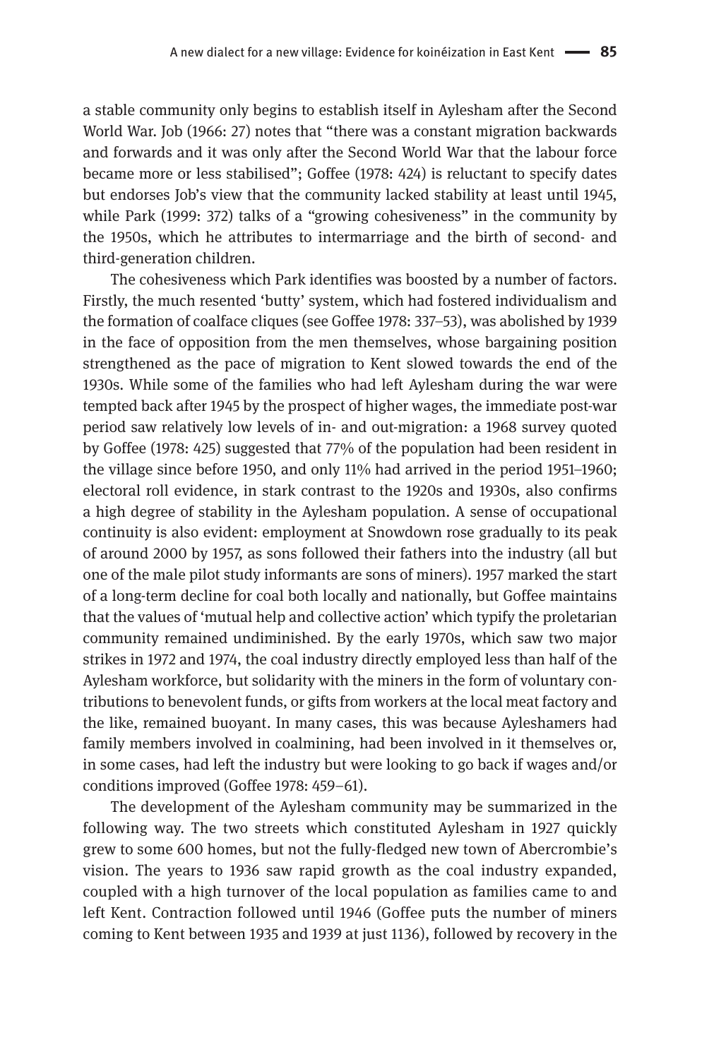a stable community only begins to establish itself in Aylesham after the Second World War. Job (1966: 27) notes that "there was a constant migration backwards and forwards and it was only after the Second World War that the labour force became more or less stabilised"; Goffee (1978: 424) is reluctant to specify dates but endorses Job's view that the community lacked stability at least until 1945, while Park (1999: 372) talks of a "growing cohesiveness" in the community by the 1950s, which he attributes to intermarriage and the birth of second- and third-generation children.

The cohesiveness which Park identifies was boosted by a number of factors. Firstly, the much resented 'butty' system, which had fostered individualism and the formation of coalface cliques (see Goffee 1978: 337–53), was abolished by 1939 in the face of opposition from the men themselves, whose bargaining position strengthened as the pace of migration to Kent slowed towards the end of the 1930s. While some of the families who had left Aylesham during the war were tempted back after 1945 by the prospect of higher wages, the immediate post-war period saw relatively low levels of in- and out-migration: a 1968 survey quoted by Goffee (1978: 425) suggested that 77% of the population had been resident in the village since before 1950, and only 11% had arrived in the period 1951–1960; electoral roll evidence, in stark contrast to the 1920s and 1930s, also confirms a high degree of stability in the Aylesham population. A sense of occupational continuity is also evident: employment at Snowdown rose gradually to its peak of around 2000 by 1957, as sons followed their fathers into the industry (all but one of the male pilot study informants are sons of miners). 1957 marked the start of a long-term decline for coal both locally and nationally, but Goffee maintains that the values of 'mutual help and collective action' which typify the proletarian community remained undiminished. By the early 1970s, which saw two major strikes in 1972 and 1974, the coal industry directly employed less than half of the Aylesham workforce, but solidarity with the miners in the form of voluntary contributions to benevolent funds, or gifts from workers at the local meat factory and the like, remained buoyant. In many cases, this was because Ayleshamers had family members involved in coalmining, had been involved in it themselves or, in some cases, had left the industry but were looking to go back if wages and/or conditions improved (Goffee 1978: 459–61).

The development of the Aylesham community may be summarized in the following way. The two streets which constituted Aylesham in 1927 quickly grew to some 600 homes, but not the fully-fledged new town of Abercrombie's vision. The years to 1936 saw rapid growth as the coal industry expanded, coupled with a high turnover of the local population as families came to and left Kent. Contraction followed until 1946 (Goffee puts the number of miners coming to Kent between 1935 and 1939 at just 1136), followed by recovery in the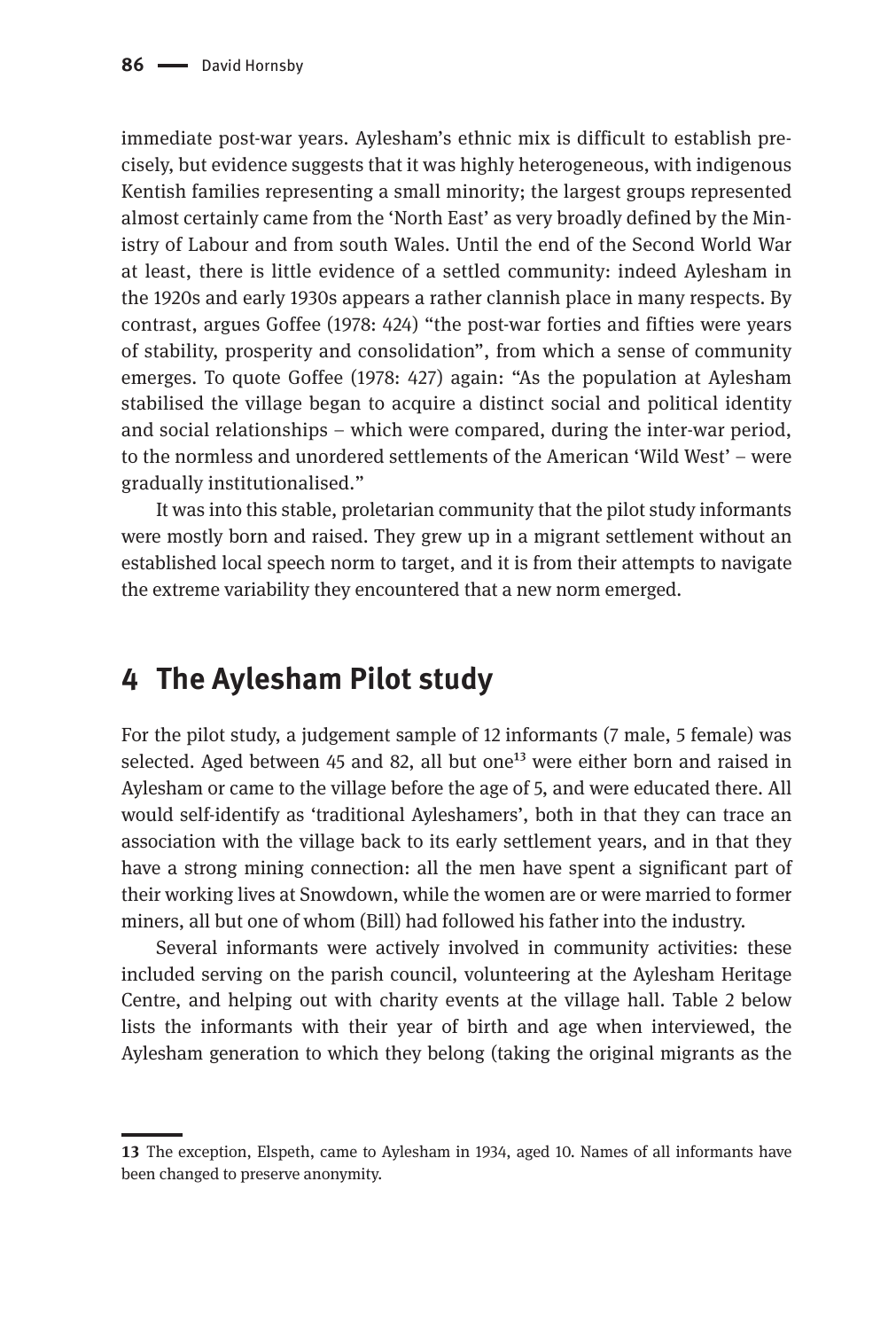immediate post-war years. Aylesham's ethnic mix is difficult to establish precisely, but evidence suggests that it was highly heterogeneous, with indigenous Kentish families representing a small minority; the largest groups represented almost certainly came from the 'North East' as very broadly defined by the Ministry of Labour and from south Wales. Until the end of the Second World War at least, there is little evidence of a settled community: indeed Aylesham in the 1920s and early 1930s appears a rather clannish place in many respects. By contrast, argues Goffee (1978: 424) "the post-war forties and fifties were years of stability, prosperity and consolidation", from which a sense of community emerges. To quote Goffee (1978: 427) again: "As the population at Aylesham stabilised the village began to acquire a distinct social and political identity and social relationships – which were compared, during the inter-war period, to the normless and unordered settlements of the American 'Wild West' – were gradually institutionalised."

It was into this stable, proletarian community that the pilot study informants were mostly born and raised. They grew up in a migrant settlement without an established local speech norm to target, and it is from their attempts to navigate the extreme variability they encountered that a new norm emerged.

## 4 The Aylesham Pilot study

For the pilot study, a judgement sample of 12 informants (7 male, 5 female) was selected. Aged between 45 and 82, all but one[13] were either born and raised in Aylesham or came to the village before the age of 5, and were educated there. All would self-identify as 'traditional Ayleshamers', both in that they can trace an association with the village back to its early settlement years, and in that they have a strong mining connection: all the men have spent a significant part of their working lives at Snowdown, while the women are or were married to former miners, all but one of whom (Bill) had followed his father into the industry.

Several informants were actively involved in community activities: these included serving on the parish council, volunteering at the Aylesham Heritage Centre, and helping out with charity events at the village hall. Table 2 below lists the informants with their year of birth and age when interviewed, the Aylesham generation to which they belong (taking the original migrants as the

---

**13** The exception, Elspeth, came to Aylesham in 1934, aged 10. Names of all informants have been changed to preserve anonymity.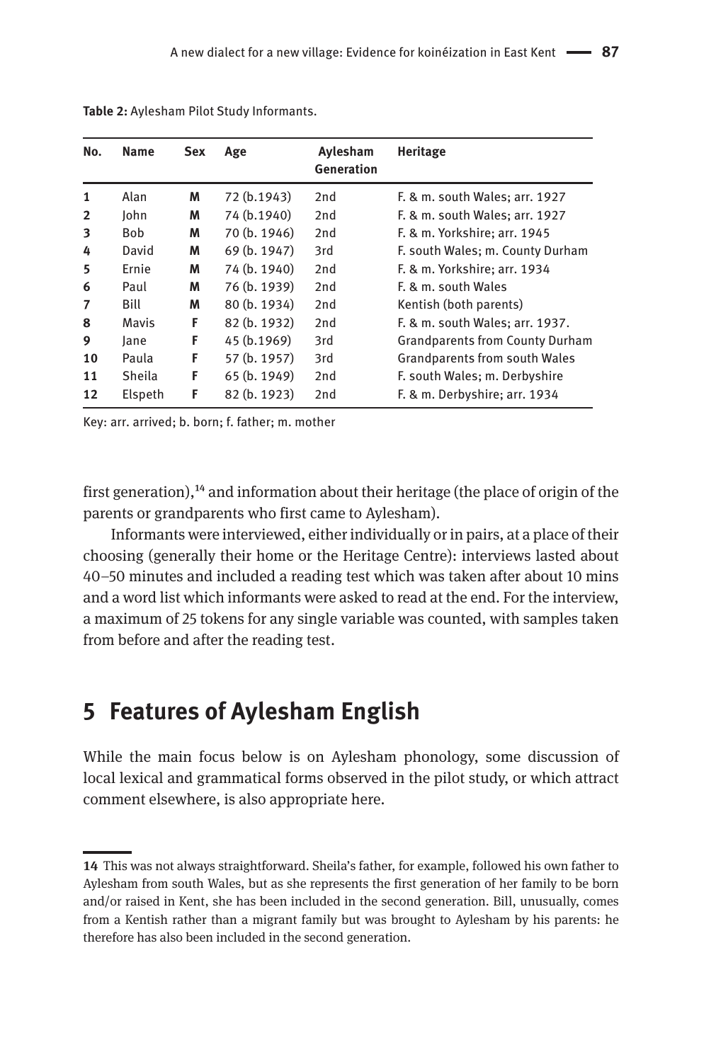**Table 2:** Aylesham Pilot Study Informants.

| No. | Name | Sex | Age | Aylesham Generation | Heritage |
|---|---|---|---|---|---|
| **1** | Alan | **M** | 72 (b.1943) | 2nd | F. & m. south Wales; arr. 1927 |
| **2** | John | **M** | 74 (b.1940) | 2nd | F. & m. south Wales; arr. 1927 |
| **3** | Bob | **M** | 70 (b. 1946) | 2nd | F. & m. Yorkshire; arr. 1945 |
| **4** | David | **M** | 69 (b. 1947) | 3rd | F. south Wales; m. County Durham |
| **5** | Ernie | **M** | 74 (b. 1940) | 2nd | F. & m. Yorkshire; arr. 1934 |
| **6** | Paul | **M** | 76 (b. 1939) | 2nd | F. & m. south Wales |
| **7** | Bill | **M** | 80 (b. 1934) | 2nd | Kentish (both parents) |
| **8** | Mavis | **F** | 82 (b. 1932) | 2nd | F. & m. south Wales; arr. 1937. |
| **9** | Jane | **F** | 45 (b.1969) | 3rd | Grandparents from County Durham |
| **10** | Paula | **F** | 57 (b. 1957) | 3rd | Grandparents from south Wales |
| **11** | Sheila | **F** | 65 (b. 1949) | 2nd | F. south Wales; m. Derbyshire |
| **12** | Elspeth | **F** | 82 (b. 1923) | 2nd | F. & m. Derbyshire; arr. 1934 |

Key: arr. arrived; b. born; f. father; m. mother

first generation),[14] and information about their heritage (the place of origin of the parents or grandparents who first came to Aylesham).

Informants were interviewed, either individually or in pairs, at a place of their choosing (generally their home or the Heritage Centre): interviews lasted about 40–50 minutes and included a reading test which was taken after about 10 mins and a word list which informants were asked to read at the end. For the interview, a maximum of 25 tokens for any single variable was counted, with samples taken from before and after the reading test.

## 5 Features of Aylesham English

While the main focus below is on Aylesham phonology, some discussion of local lexical and grammatical forms observed in the pilot study, or which attract comment elsewhere, is also appropriate here.

---

**14** This was not always straightforward. Sheila's father, for example, followed his own father to Aylesham from south Wales, but as she represents the first generation of her family to be born and/or raised in Kent, she has been included in the second generation. Bill, unusually, comes from a Kentish rather than a migrant family but was brought to Aylesham by his parents: he therefore has also been included in the second generation.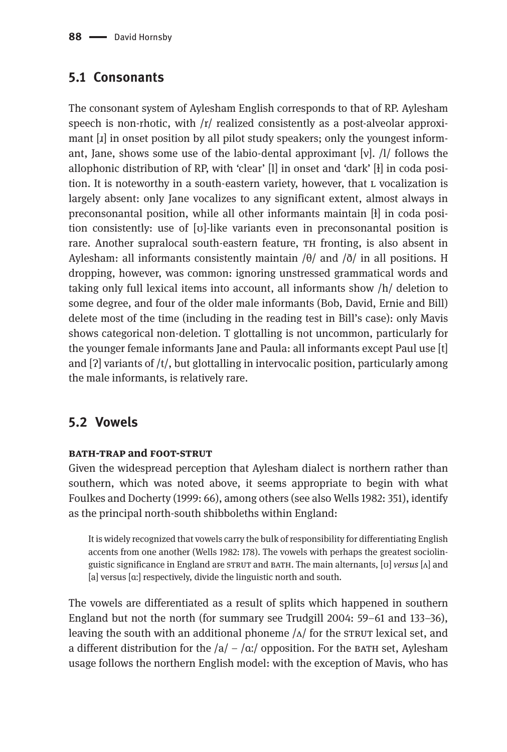## 5.1 Consonants

The consonant system of Aylesham English corresponds to that of RP. Aylesham speech is non-rhotic, with /r/ realized consistently as a post-alveolar approximant [ɹ] in onset position by all pilot study speakers; only the youngest informant, Jane, shows some use of the labio-dental approximant [ʋ]. /l/ follows the allophonic distribution of RP, with 'clear' [l] in onset and 'dark' [ɫ] in coda position. It is noteworthy in a south-eastern variety, however, that L vocalization is largely absent: only Jane vocalizes to any significant extent, almost always in preconsonantal position, while all other informants maintain [ɫ] in coda position consistently: use of [ʊ]-like variants even in preconsonantal position is rare. Another supralocal south-eastern feature, TH fronting, is also absent in Aylesham: all informants consistently maintain /θ/ and /ð/ in all positions. H dropping, however, was common: ignoring unstressed grammatical words and taking only full lexical items into account, all informants show /h/ deletion to some degree, and four of the older male informants (Bob, David, Ernie and Bill) delete most of the time (including in the reading test in Bill's case): only Mavis shows categorical non-deletion. T glottalling is not uncommon, particularly for the younger female informants Jane and Paula: all informants except Paul use [t] and [ʔ] variants of /t/, but glottalling in intervocalic position, particularly among the male informants, is relatively rare.

## 5.2 Vowels

**BATH-TRAP and FOOT-STRUT**

Given the widespread perception that Aylesham dialect is northern rather than southern, which was noted above, it seems appropriate to begin with what Foulkes and Docherty (1999: 66), among others (see also Wells 1982: 351), identify as the principal north-south shibboleths within England:

> It is widely recognized that vowels carry the bulk of responsibility for differentiating English accents from one another (Wells 1982: 178). The vowels with perhaps the greatest sociolinguistic significance in England are STRUT and BATH. The main alternants, [ʊ] *versus* [ʌ] and [a] versus [ɑː] respectively, divide the linguistic north and south.

The vowels are differentiated as a result of splits which happened in southern England but not the north (for summary see Trudgill 2004: 59–61 and 133–36), leaving the south with an additional phoneme /ʌ/ for the STRUT lexical set, and a different distribution for the /a/ – /ɑː/ opposition. For the BATH set, Aylesham usage follows the northern English model: with the exception of Mavis, who has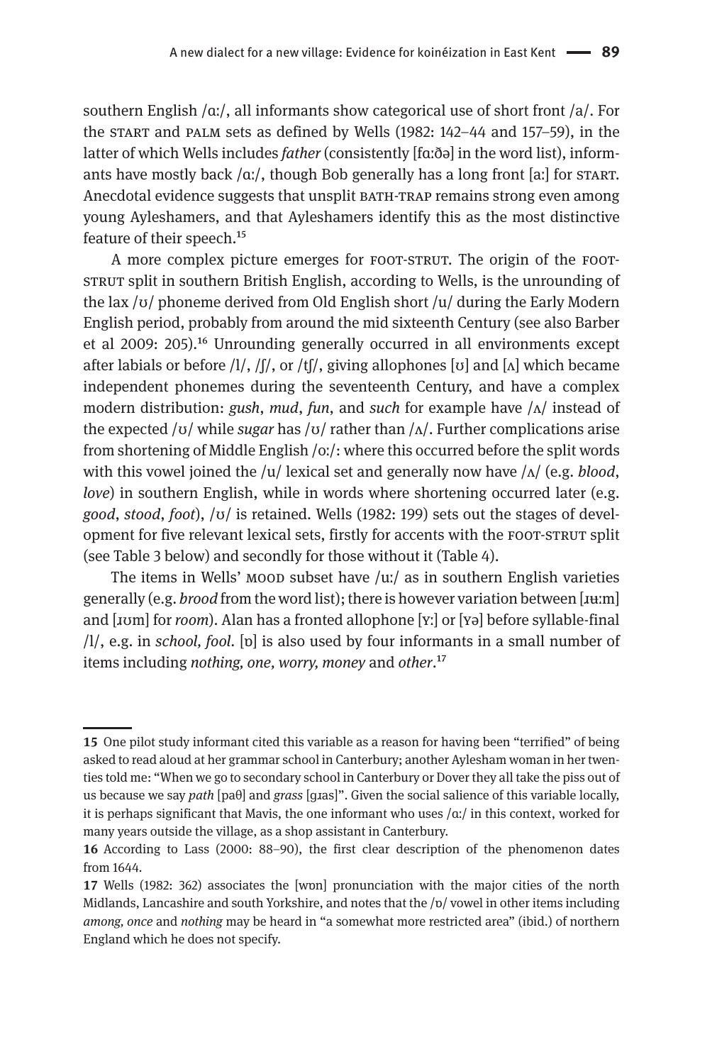southern English /ɑː/, all informants show categorical use of short front /a/. For the START and PALM sets as defined by Wells (1982: 142–44 and 157–59), in the latter of which Wells includes *father* (consistently [fɑːðə] in the word list), informants have mostly back /ɑː/, though Bob generally has a long front [aː] for START. Anecdotal evidence suggests that unsplit BATH-TRAP remains strong even among young Ayleshamers, and that Ayleshamers identify this as the most distinctive feature of their speech.[15]

A more complex picture emerges for FOOT-STRUT. The origin of the FOOT-STRUT split in southern British English, according to Wells, is the unrounding of the lax /ʊ/ phoneme derived from Old English short /u/ during the Early Modern English period, probably from around the mid sixteenth Century (see also Barber et al 2009: 205).[16] Unrounding generally occurred in all environments except after labials or before /l/, /ʃ/, or /tʃ/, giving allophones [ʊ] and [ʌ] which became independent phonemes during the seventeenth Century, and have a complex modern distribution: *gush*, *mud*, *fun*, and *such* for example have /ʌ/ instead of the expected /ʊ/ while *sugar* has /ʊ/ rather than /ʌ/. Further complications arise from shortening of Middle English /oː/: where this occurred before the split words with this vowel joined the /u/ lexical set and generally now have /ʌ/ (e.g. *blood*, *love*) in southern English, while in words where shortening occurred later (e.g. *good*, *stood*, *foot*), /ʊ/ is retained. Wells (1982: 199) sets out the stages of development for five relevant lexical sets, firstly for accents with the FOOT-STRUT split (see Table 3 below) and secondly for those without it (Table 4).

The items in Wells' MOOD subset have /uː/ as in southern English varieties generally (e.g. *brood* from the word list); there is however variation between [ɹʉːm] and [ɹʊm] for *room*). Alan has a fronted allophone [ʏː] or [ʏə] before syllable-final /l/, e.g. in *school, fool*. [ɒ] is also used by four informants in a small number of items including *nothing, one, worry, money* and *other*.[17]

---

15 One pilot study informant cited this variable as a reason for having been "terrified" of being asked to read aloud at her grammar school in Canterbury; another Aylesham woman in her twenties told me: "When we go to secondary school in Canterbury or Dover they all take the piss out of us because we say *path* [paθ] and *grass* [gɹas]". Given the social salience of this variable locally, it is perhaps significant that Mavis, the one informant who uses /ɑː/ in this context, worked for many years outside the village, as a shop assistant in Canterbury.

16 According to Lass (2000: 88–90), the first clear description of the phenomenon dates from 1644.

17 Wells (1982: 362) associates the [wɒn] pronunciation with the major cities of the north Midlands, Lancashire and south Yorkshire, and notes that the /ɒ/ vowel in other items including *among, once* and *nothing* may be heard in "a somewhat more restricted area" (ibid.) of northern England which he does not specify.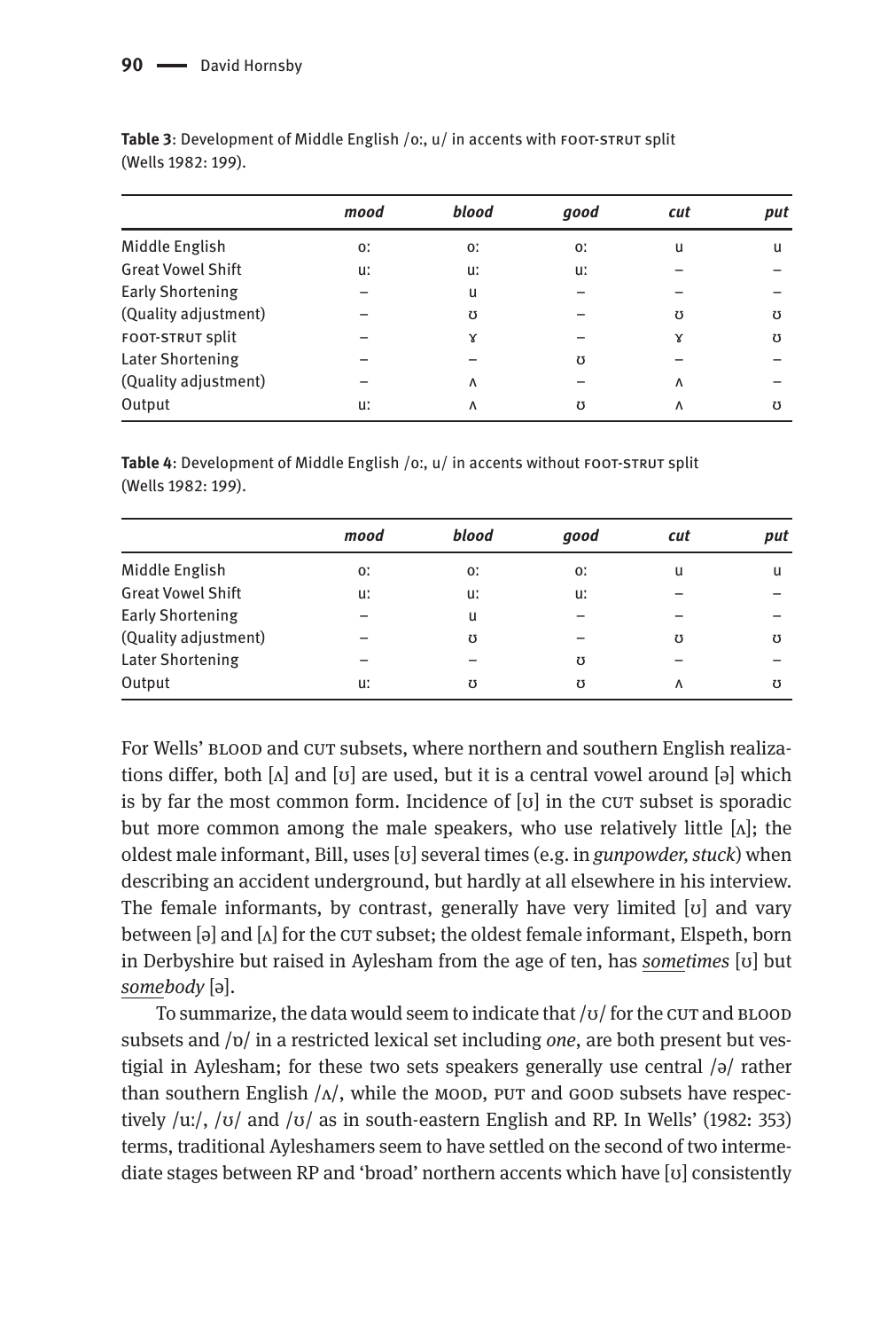**Table 3**: Development of Middle English /oː, u/ in accents with FOOT-STRUT split (Wells 1982: 199).

| | *mood* | *blood* | *good* | *cut* | *put* |
|---|---|---|---|---|---|
| Middle English | oː | oː | oː | u | u |
| Great Vowel Shift | uː | uː | uː | – | – |
| Early Shortening | – | u | – | – | – |
| (Quality adjustment) | – | ʊ | – | ʊ | ʊ |
| FOOT-STRUT split | – | ɤ | – | ɤ | ʊ |
| Later Shortening | – | – | ʊ | – | – |
| (Quality adjustment) | – | ʌ | – | ʌ | – |
| Output | uː | ʌ | ʊ | ʌ | ʊ |

**Table 4**: Development of Middle English /oː, u/ in accents without FOOT-STRUT split (Wells 1982: 199).

| | *mood* | *blood* | *good* | *cut* | *put* |
|---|---|---|---|---|---|
| Middle English | oː | oː | oː | u | u |
| Great Vowel Shift | uː | uː | uː | – | – |
| Early Shortening | – | u | – | – | – |
| (Quality adjustment) | – | ʊ | – | ʊ | ʊ |
| Later Shortening | – | – | ʊ | – | – |
| Output | uː | ʊ | ʊ | ʌ | ʊ |

For Wells' BLOOD and CUT subsets, where northern and southern English realizations differ, both [ʌ] and [ʊ] are used, but it is a central vowel around [ə] which is by far the most common form. Incidence of [ʊ] in the CUT subset is sporadic but more common among the male speakers, who use relatively little [ʌ]; the oldest male informant, Bill, uses [ʊ] several times (e.g. in *gunpowder, stuck*) when describing an accident underground, but hardly at all elsewhere in his interview. The female informants, by contrast, generally have very limited [ʊ] and vary between [ə] and [ʌ] for the CUT subset; the oldest female informant, Elspeth, born in Derbyshire but raised in Aylesham from the age of ten, has *some͟times* [ʊ] but *some͟body* [ə].

To summarize, the data would seem to indicate that /ʊ/ for the CUT and BLOOD subsets and /ɒ/ in a restricted lexical set including *one*, are both present but vestigial in Aylesham; for these two sets speakers generally use central /ə/ rather than southern English /ʌ/, while the MOOD, PUT and GOOD subsets have respectively /uː/, /ʊ/ and /ʊ/ as in south-eastern English and RP. In Wells' (1982: 353) terms, traditional Ayleshamers seem to have settled on the second of two intermediate stages between RP and 'broad' northern accents which have [ʊ] consistently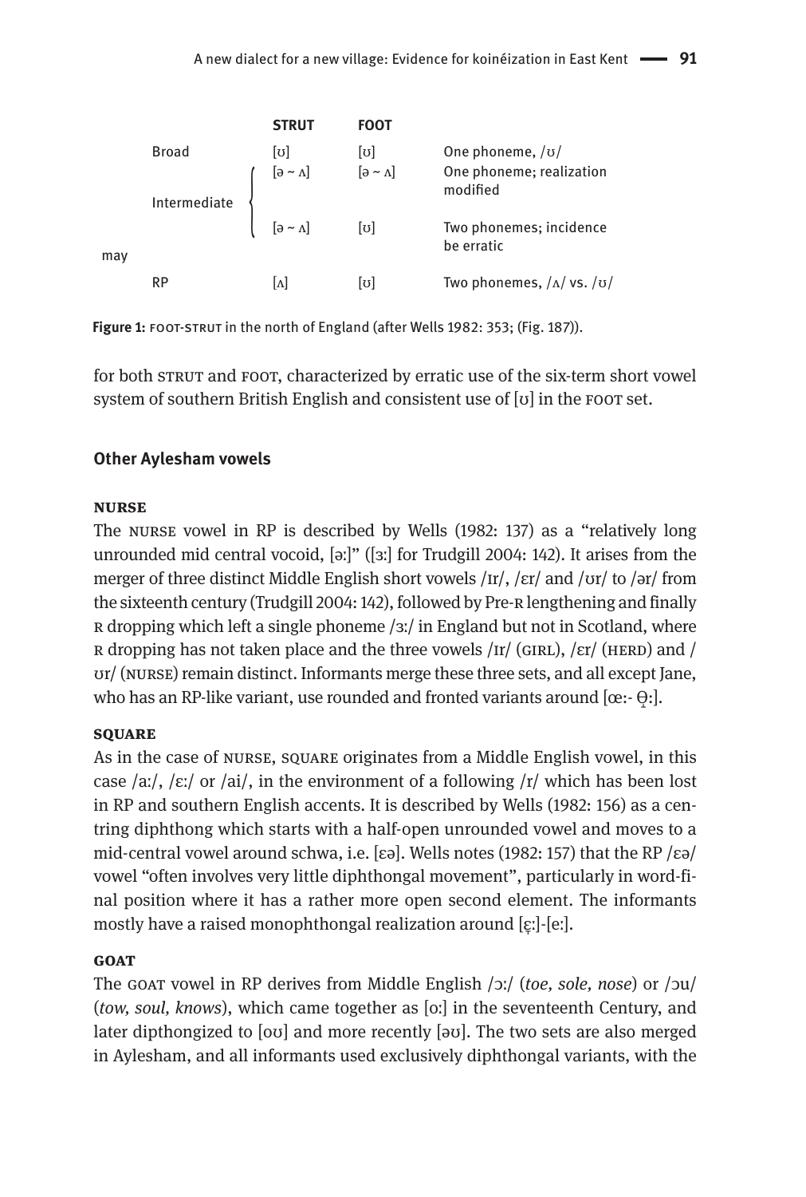| | STRUT | FOOT | |
|---|---|---|---|
| Broad | [ʊ] | [ʊ] | One phoneme, /ʊ/ |
| Intermediate | [ə ~ ʌ] | [ə ~ ʌ] | One phoneme; realization modified |
| | [ə ~ ʌ] | [ʊ] | Two phonemes; incidence may be erratic |
| RP | [ʌ] | [ʊ] | Two phonemes, /ʌ/ vs. /ʊ/ |

**Figure 1:** FOOT-STRUT in the north of England (after Wells 1982: 353; (Fig. 187)).

for both STRUT and FOOT, characterized by erratic use of the six-term short vowel system of southern British English and consistent use of [ʊ] in the FOOT set.

### Other Aylesham vowels

#### NURSE

The NURSE vowel in RP is described by Wells (1982: 137) as a "relatively long unrounded mid central vocoid, [əː]" ([ɜː] for Trudgill 2004: 142). It arises from the merger of three distinct Middle English short vowels /ɪr/, /ɛr/ and /ʊr/ to /ər/ from the sixteenth century (Trudgill 2004: 142), followed by Pre-R lengthening and finally R dropping which left a single phoneme /ɜː/ in England but not in Scotland, where R dropping has not taken place and the three vowels /ɪr/ (GIRL), /ɛr/ (HERD) and /ʊr/ (NURSE) remain distinct. Informants merge these three sets, and all except Jane, who has an RP-like variant, use rounded and fronted variants around [œː- ɵ̞ː].

#### SQUARE

As in the case of NURSE, SQUARE originates from a Middle English vowel, in this case /aː/, /ɛː/ or /ai/, in the environment of a following /r/ which has been lost in RP and southern English accents. It is described by Wells (1982: 156) as a centring diphthong which starts with a half-open unrounded vowel and moves to a mid-central vowel around schwa, i.e. [ɛə]. Wells notes (1982: 157) that the RP /ɛə/ vowel "often involves very little diphthongal movement", particularly in word-final position where it has a rather more open second element. The informants mostly have a raised monophthongal realization around [ɛ̝ː]-[eː].

#### GOAT

The GOAT vowel in RP derives from Middle English /ɔː/ (*toe, sole, nose*) or /ɔu/ (*tow, soul, knows*), which came together as [oː] in the seventeenth Century, and later dipthongized to [oʊ] and more recently [əʊ]. The two sets are also merged in Aylesham, and all informants used exclusively diphthongal variants, with the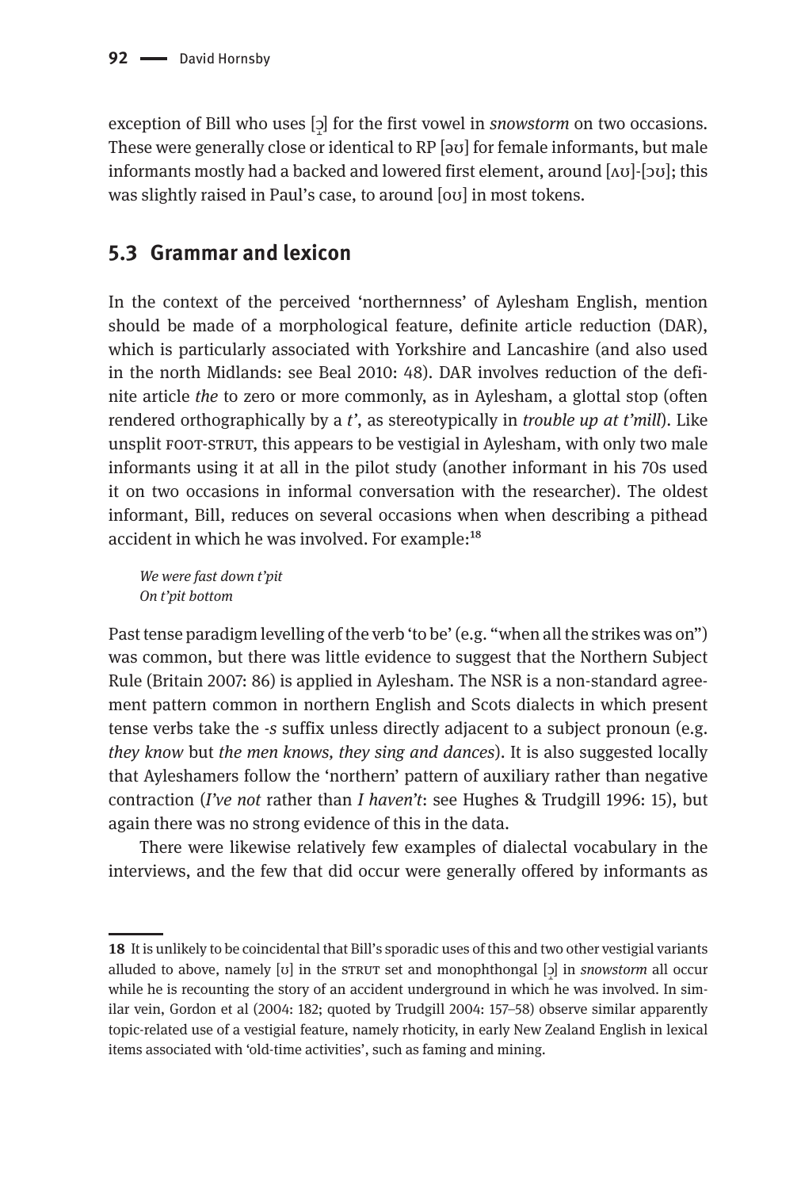exception of Bill who uses [ɔ̝] for the first vowel in *snowstorm* on two occasions. These were generally close or identical to RP [əʊ] for female informants, but male informants mostly had a backed and lowered first element, around [ʌʊ]-[ɔʊ]; this was slightly raised in Paul's case, to around [oʊ] in most tokens.

## 5.3 Grammar and lexicon

In the context of the perceived 'northernness' of Aylesham English, mention should be made of a morphological feature, definite article reduction (DAR), which is particularly associated with Yorkshire and Lancashire (and also used in the north Midlands: see Beal 2010: 48). DAR involves reduction of the definite article *the* to zero or more commonly, as in Aylesham, a glottal stop (often rendered orthographically by a *t'*, as stereotypically in *trouble up at t'mill*). Like unsplit FOOT-STRUT, this appears to be vestigial in Aylesham, with only two male informants using it at all in the pilot study (another informant in his 70s used it on two occasions in informal conversation with the researcher). The oldest informant, Bill, reduces on several occasions when when describing a pithead accident in which he was involved. For example:[18]

*We were fast down t'pit*
*On t'pit bottom*

Past tense paradigm levelling of the verb 'to be' (e.g. "when all the strikes was on") was common, but there was little evidence to suggest that the Northern Subject Rule (Britain 2007: 86) is applied in Aylesham. The NSR is a non-standard agreement pattern common in northern English and Scots dialects in which present tense verbs take the *-s* suffix unless directly adjacent to a subject pronoun (e.g. *they know* but *the men knows, they sing and dances*). It is also suggested locally that Ayleshamers follow the 'northern' pattern of auxiliary rather than negative contraction (*I've not* rather than *I haven't*: see Hughes & Trudgill 1996: 15), but again there was no strong evidence of this in the data.

There were likewise relatively few examples of dialectal vocabulary in the interviews, and the few that did occur were generally offered by informants as

---

**18** It is unlikely to be coincidental that Bill's sporadic uses of this and two other vestigial variants alluded to above, namely [ʊ] in the STRUT set and monophthongal [ɔ̝] in *snowstorm* all occur while he is recounting the story of an accident underground in which he was involved. In similar vein, Gordon et al (2004: 182; quoted by Trudgill 2004: 157–58) observe similar apparently topic-related use of a vestigial feature, namely rhoticity, in early New Zealand English in lexical items associated with 'old-time activities', such as faming and mining.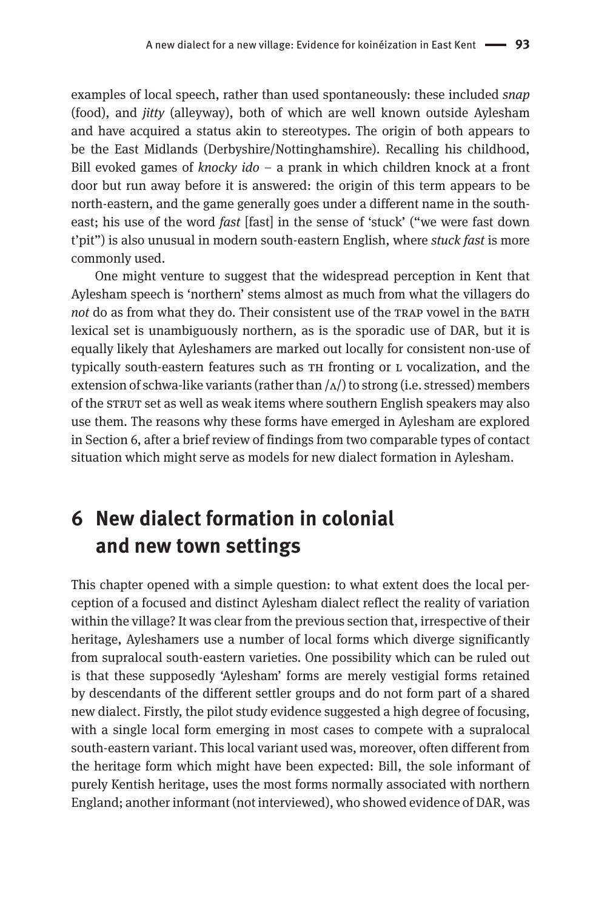examples of local speech, rather than used spontaneously: these included *snap* (food), and *jitty* (alleyway), both of which are well known outside Aylesham and have acquired a status akin to stereotypes. The origin of both appears to be the East Midlands (Derbyshire/Nottinghamshire). Recalling his childhood, Bill evoked games of *knocky ido* – a prank in which children knock at a front door but run away before it is answered: the origin of this term appears to be north-eastern, and the game generally goes under a different name in the south-east; his use of the word *fast* [fast] in the sense of 'stuck' ("we were fast down t'pit") is also unusual in modern south-eastern English, where *stuck fast* is more commonly used.

One might venture to suggest that the widespread perception in Kent that Aylesham speech is 'northern' stems almost as much from what the villagers do *not* do as from what they do. Their consistent use of the TRAP vowel in the BATH lexical set is unambiguously northern, as is the sporadic use of DAR, but it is equally likely that Ayleshamers are marked out locally for consistent non-use of typically south-eastern features such as TH fronting or L vocalization, and the extension of schwa-like variants (rather than /ʌ/) to strong (i.e. stressed) members of the STRUT set as well as weak items where southern English speakers may also use them. The reasons why these forms have emerged in Aylesham are explored in Section 6, after a brief review of findings from two comparable types of contact situation which might serve as models for new dialect formation in Aylesham.

# 6 New dialect formation in colonial and new town settings

This chapter opened with a simple question: to what extent does the local perception of a focused and distinct Aylesham dialect reflect the reality of variation within the village? It was clear from the previous section that, irrespective of their heritage, Ayleshamers use a number of local forms which diverge significantly from supralocal south-eastern varieties. One possibility which can be ruled out is that these supposedly 'Aylesham' forms are merely vestigial forms retained by descendants of the different settler groups and do not form part of a shared new dialect. Firstly, the pilot study evidence suggested a high degree of focusing, with a single local form emerging in most cases to compete with a supralocal south-eastern variant. This local variant used was, moreover, often different from the heritage form which might have been expected: Bill, the sole informant of purely Kentish heritage, uses the most forms normally associated with northern England; another informant (not interviewed), who showed evidence of DAR, was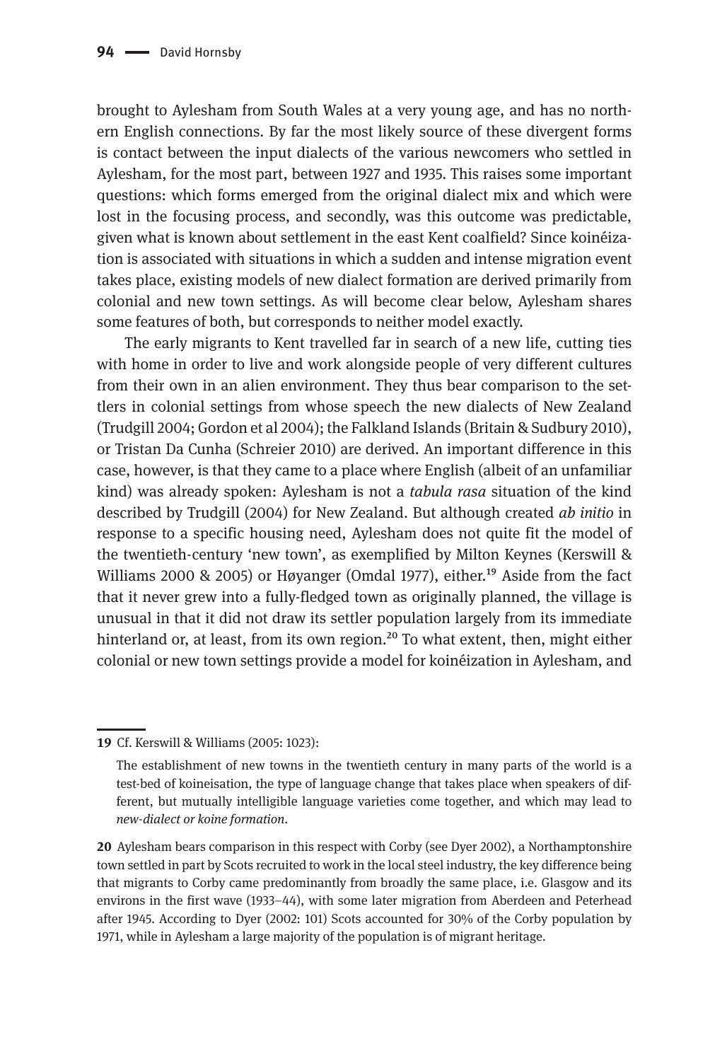brought to Aylesham from South Wales at a very young age, and has no northern English connections. By far the most likely source of these divergent forms is contact between the input dialects of the various newcomers who settled in Aylesham, for the most part, between 1927 and 1935. This raises some important questions: which forms emerged from the original dialect mix and which were lost in the focusing process, and secondly, was this outcome was predictable, given what is known about settlement in the east Kent coalfield? Since koinéization is associated with situations in which a sudden and intense migration event takes place, existing models of new dialect formation are derived primarily from colonial and new town settings. As will become clear below, Aylesham shares some features of both, but corresponds to neither model exactly.

The early migrants to Kent travelled far in search of a new life, cutting ties with home in order to live and work alongside people of very different cultures from their own in an alien environment. They thus bear comparison to the settlers in colonial settings from whose speech the new dialects of New Zealand (Trudgill 2004; Gordon et al 2004); the Falkland Islands (Britain & Sudbury 2010), or Tristan Da Cunha (Schreier 2010) are derived. An important difference in this case, however, is that they came to a place where English (albeit of an unfamiliar kind) was already spoken: Aylesham is not a *tabula rasa* situation of the kind described by Trudgill (2004) for New Zealand. But although created *ab initio* in response to a specific housing need, Aylesham does not quite fit the model of the twentieth-century 'new town', as exemplified by Milton Keynes (Kerswill & Williams 2000 & 2005) or Høyanger (Omdal 1977), either.[19] Aside from the fact that it never grew into a fully-fledged town as originally planned, the village is unusual in that it did not draw its settler population largely from its immediate hinterland or, at least, from its own region.[20] To what extent, then, might either colonial or new town settings provide a model for koinéization in Aylesham, and

---

**19** Cf. Kerswill & Williams (2005: 1023):

> The establishment of new towns in the twentieth century in many parts of the world is a test-bed of koineisation, the type of language change that takes place when speakers of different, but mutually intelligible language varieties come together, and which may lead to *new-dialect or koine formation*.

**20** Aylesham bears comparison in this respect with Corby (see Dyer 2002), a Northamptonshire town settled in part by Scots recruited to work in the local steel industry, the key difference being that migrants to Corby came predominantly from broadly the same place, i.e. Glasgow and its environs in the first wave (1933–44), with some later migration from Aberdeen and Peterhead after 1945. According to Dyer (2002: 101) Scots accounted for 30% of the Corby population by 1971, while in Aylesham a large majority of the population is of migrant heritage.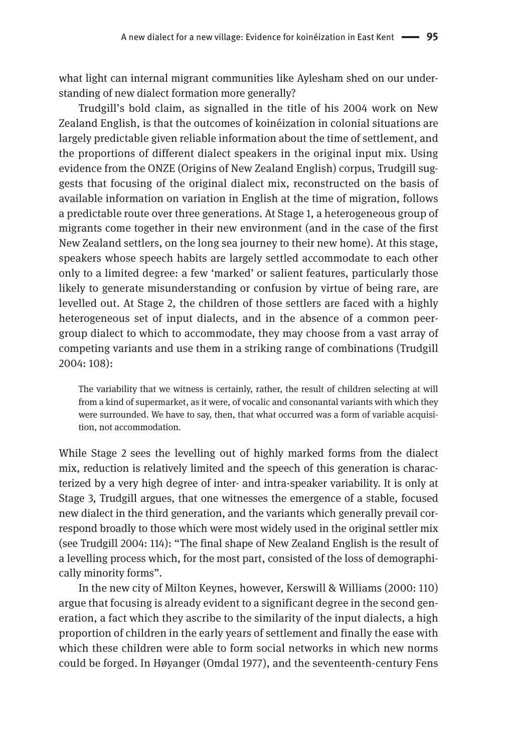what light can internal migrant communities like Aylesham shed on our understanding of new dialect formation more generally?

Trudgill's bold claim, as signalled in the title of his 2004 work on New Zealand English, is that the outcomes of koinéization in colonial situations are largely predictable given reliable information about the time of settlement, and the proportions of different dialect speakers in the original input mix. Using evidence from the ONZE (Origins of New Zealand English) corpus, Trudgill suggests that focusing of the original dialect mix, reconstructed on the basis of available information on variation in English at the time of migration, follows a predictable route over three generations. At Stage 1, a heterogeneous group of migrants come together in their new environment (and in the case of the first New Zealand settlers, on the long sea journey to their new home). At this stage, speakers whose speech habits are largely settled accommodate to each other only to a limited degree: a few 'marked' or salient features, particularly those likely to generate misunderstanding or confusion by virtue of being rare, are levelled out. At Stage 2, the children of those settlers are faced with a highly heterogeneous set of input dialects, and in the absence of a common peer-group dialect to which to accommodate, they may choose from a vast array of competing variants and use them in a striking range of combinations (Trudgill 2004: 108):

> The variability that we witness is certainly, rather, the result of children selecting at will from a kind of supermarket, as it were, of vocalic and consonantal variants with which they were surrounded. We have to say, then, that what occurred was a form of variable acquisition, not accommodation.

While Stage 2 sees the levelling out of highly marked forms from the dialect mix, reduction is relatively limited and the speech of this generation is characterized by a very high degree of inter- and intra-speaker variability. It is only at Stage 3, Trudgill argues, that one witnesses the emergence of a stable, focused new dialect in the third generation, and the variants which generally prevail correspond broadly to those which were most widely used in the original settler mix (see Trudgill 2004: 114): "The final shape of New Zealand English is the result of a levelling process which, for the most part, consisted of the loss of demographically minority forms".

In the new city of Milton Keynes, however, Kerswill & Williams (2000: 110) argue that focusing is already evident to a significant degree in the second generation, a fact which they ascribe to the similarity of the input dialects, a high proportion of children in the early years of settlement and finally the ease with which these children were able to form social networks in which new norms could be forged. In Høyanger (Omdal 1977), and the seventeenth-century Fens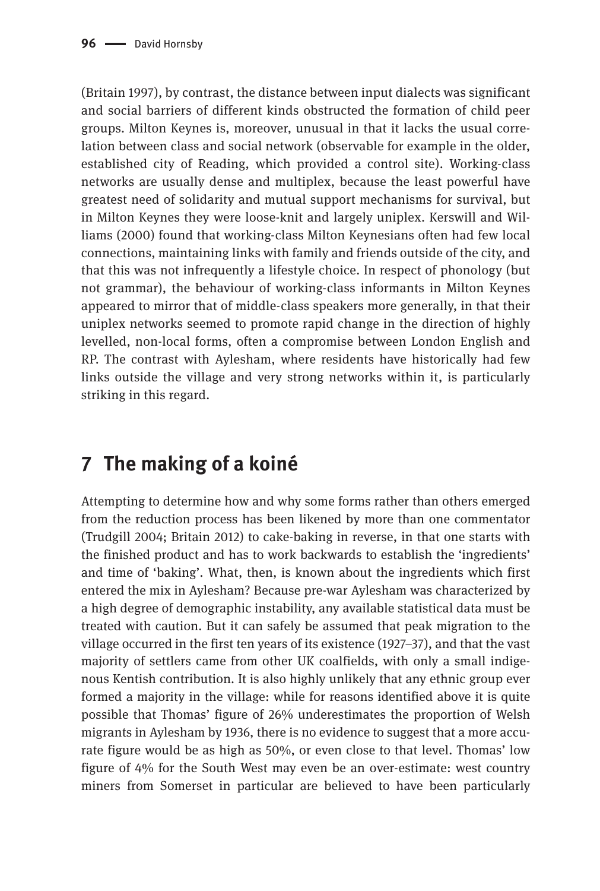(Britain 1997), by contrast, the distance between input dialects was significant and social barriers of different kinds obstructed the formation of child peer groups. Milton Keynes is, moreover, unusual in that it lacks the usual correlation between class and social network (observable for example in the older, established city of Reading, which provided a control site). Working-class networks are usually dense and multiplex, because the least powerful have greatest need of solidarity and mutual support mechanisms for survival, but in Milton Keynes they were loose-knit and largely uniplex. Kerswill and Williams (2000) found that working-class Milton Keynesians often had few local connections, maintaining links with family and friends outside of the city, and that this was not infrequently a lifestyle choice. In respect of phonology (but not grammar), the behaviour of working-class informants in Milton Keynes appeared to mirror that of middle-class speakers more generally, in that their uniplex networks seemed to promote rapid change in the direction of highly levelled, non-local forms, often a compromise between London English and RP. The contrast with Aylesham, where residents have historically had few links outside the village and very strong networks within it, is particularly striking in this regard.

## 7 The making of a koiné

Attempting to determine how and why some forms rather than others emerged from the reduction process has been likened by more than one commentator (Trudgill 2004; Britain 2012) to cake-baking in reverse, in that one starts with the finished product and has to work backwards to establish the 'ingredients' and time of 'baking'. What, then, is known about the ingredients which first entered the mix in Aylesham? Because pre-war Aylesham was characterized by a high degree of demographic instability, any available statistical data must be treated with caution. But it can safely be assumed that peak migration to the village occurred in the first ten years of its existence (1927–37), and that the vast majority of settlers came from other UK coalfields, with only a small indigenous Kentish contribution. It is also highly unlikely that any ethnic group ever formed a majority in the village: while for reasons identified above it is quite possible that Thomas' figure of 26% underestimates the proportion of Welsh migrants in Aylesham by 1936, there is no evidence to suggest that a more accurate figure would be as high as 50%, or even close to that level. Thomas' low figure of 4% for the South West may even be an over-estimate: west country miners from Somerset in particular are believed to have been particularly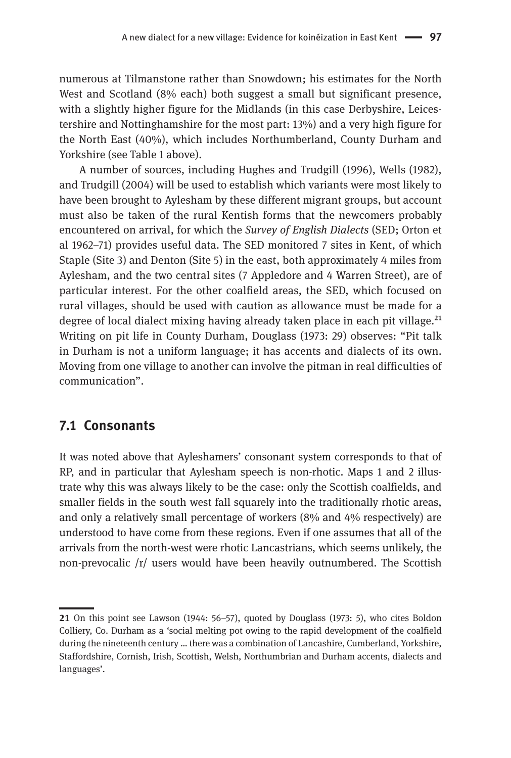numerous at Tilmanstone rather than Snowdown; his estimates for the North West and Scotland (8% each) both suggest a small but significant presence, with a slightly higher figure for the Midlands (in this case Derbyshire, Leicestershire and Nottinghamshire for the most part: 13%) and a very high figure for the North East (40%), which includes Northumberland, County Durham and Yorkshire (see Table 1 above).

A number of sources, including Hughes and Trudgill (1996), Wells (1982), and Trudgill (2004) will be used to establish which variants were most likely to have been brought to Aylesham by these different migrant groups, but account must also be taken of the rural Kentish forms that the newcomers probably encountered on arrival, for which the *Survey of English Dialects* (SED; Orton et al 1962–71) provides useful data. The SED monitored 7 sites in Kent, of which Staple (Site 3) and Denton (Site 5) in the east, both approximately 4 miles from Aylesham, and the two central sites (7 Appledore and 4 Warren Street), are of particular interest. For the other coalfield areas, the SED, which focused on rural villages, should be used with caution as allowance must be made for a degree of local dialect mixing having already taken place in each pit village.[21] Writing on pit life in County Durham, Douglass (1973: 29) observes: "Pit talk in Durham is not a uniform language; it has accents and dialects of its own. Moving from one village to another can involve the pitman in real difficulties of communication".

## 7.1 Consonants

It was noted above that Ayleshamers' consonant system corresponds to that of RP, and in particular that Aylesham speech is non-rhotic. Maps 1 and 2 illustrate why this was always likely to be the case: only the Scottish coalfields, and smaller fields in the south west fall squarely into the traditionally rhotic areas, and only a relatively small percentage of workers (8% and 4% respectively) are understood to have come from these regions. Even if one assumes that all of the arrivals from the north-west were rhotic Lancastrians, which seems unlikely, the non-prevocalic /ɪ/ users would have been heavily outnumbered. The Scottish

---

**21** On this point see Lawson (1944: 56–57), quoted by Douglass (1973: 5), who cites Boldon Colliery, Co. Durham as a 'social melting pot owing to the rapid development of the coalfield during the nineteenth century … there was a combination of Lancashire, Cumberland, Yorkshire, Staffordshire, Cornish, Irish, Scottish, Welsh, Northumbrian and Durham accents, dialects and languages'.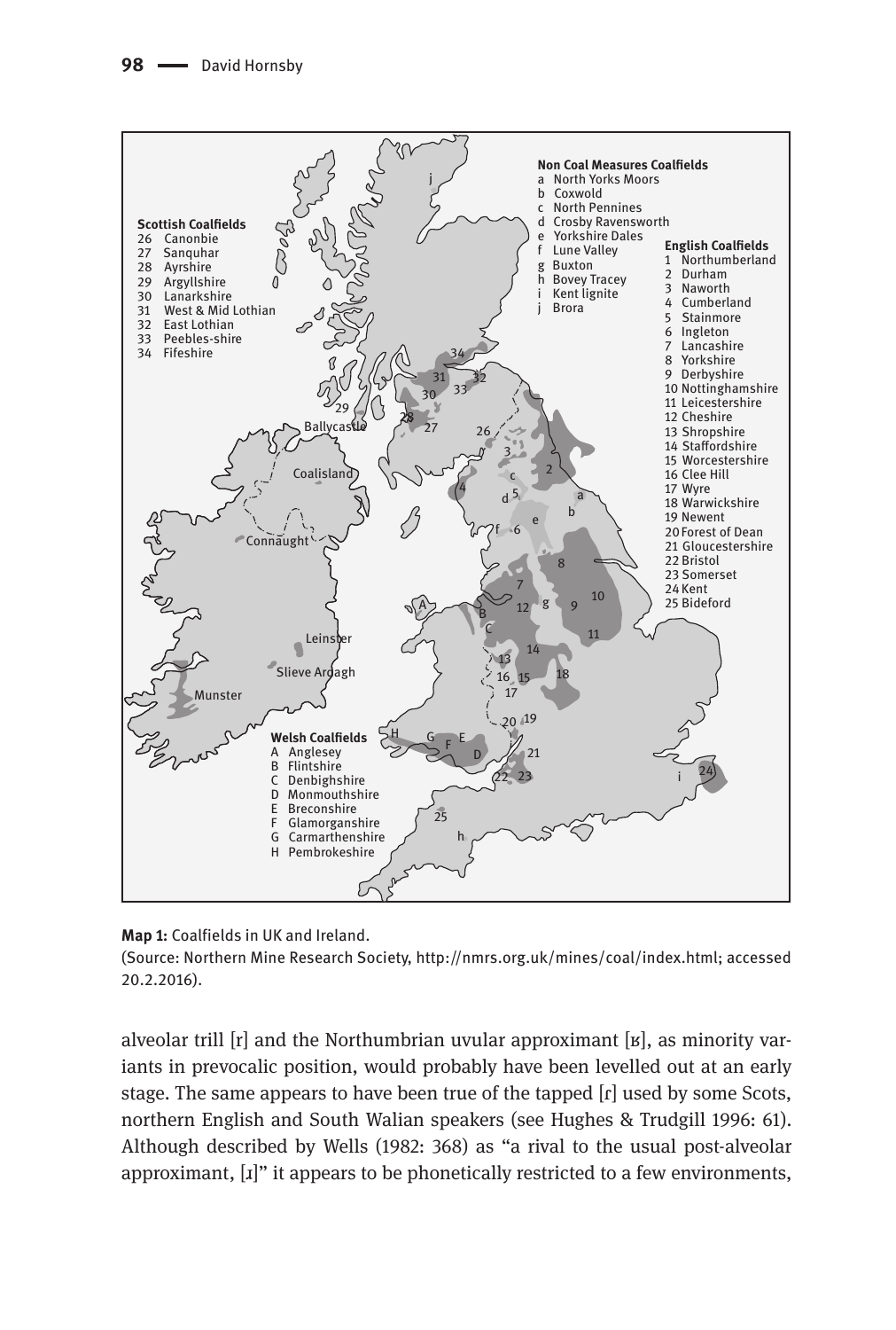**Map 1:** Coalfields in UK and Ireland.
(Source: Northern Mine Research Society, http://nmrs.org.uk/mines/coal/index.html; accessed 20.2.2016).

alveolar trill [r] and the Northumbrian uvular approximant [ʁ], as minority variants in prevocalic position, would probably have been levelled out at an early stage. The same appears to have been true of the tapped [ɾ] used by some Scots, northern English and South Walian speakers (see Hughes & Trudgill 1996: 61). Although described by Wells (1982: 368) as "a rival to the usual post-alveolar approximant, [ɹ]" it appears to be phonetically restricted to a few environments,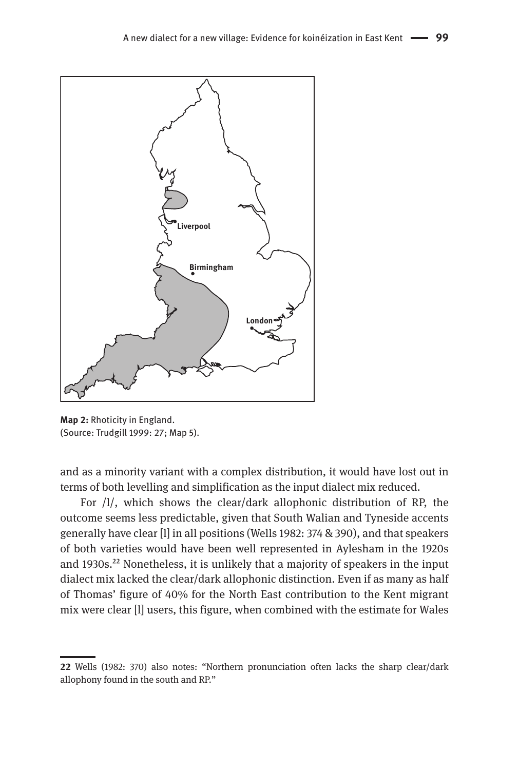**Map 2:** Rhoticity in England.
(Source: Trudgill 1999: 27; Map 5).

and as a minority variant with a complex distribution, it would have lost out in terms of both levelling and simplification as the input dialect mix reduced.

For /l/, which shows the clear/dark allophonic distribution of RP, the outcome seems less predictable, given that South Walian and Tyneside accents generally have clear [l] in all positions (Wells 1982: 374 & 390), and that speakers of both varieties would have been well represented in Aylesham in the 1920s and 1930s.[22] Nonetheless, it is unlikely that a majority of speakers in the input dialect mix lacked the clear/dark allophonic distinction. Even if as many as half of Thomas' figure of 40% for the North East contribution to the Kent migrant mix were clear [l] users, this figure, when combined with the estimate for Wales

22 Wells (1982: 370) also notes: "Northern pronunciation often lacks the sharp clear/dark allophony found in the south and RP."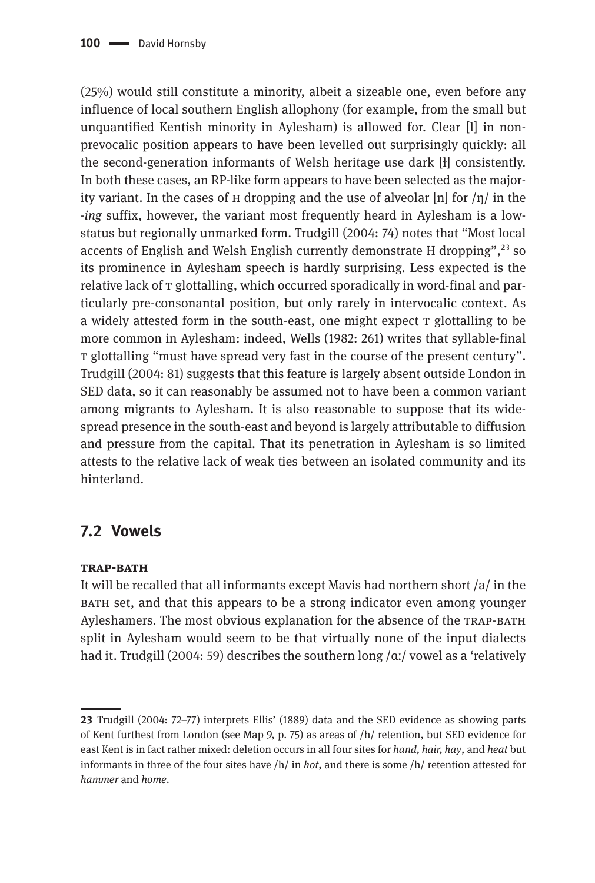(25%) would still constitute a minority, albeit a sizeable one, even before any influence of local southern English allophony (for example, from the small but unquantified Kentish minority in Aylesham) is allowed for. Clear [l] in non-prevocalic position appears to have been levelled out surprisingly quickly: all the second-generation informants of Welsh heritage use dark [ɫ] consistently. In both these cases, an RP-like form appears to have been selected as the majority variant. In the cases of H dropping and the use of alveolar [n] for /ŋ/ in the *-ing* suffix, however, the variant most frequently heard in Aylesham is a low-status but regionally unmarked form. Trudgill (2004: 74) notes that "Most local accents of English and Welsh English currently demonstrate H dropping",[23] so its prominence in Aylesham speech is hardly surprising. Less expected is the relative lack of T glottalling, which occurred sporadically in word-final and particularly pre-consonantal position, but only rarely in intervocalic context. As a widely attested form in the south-east, one might expect T glottalling to be more common in Aylesham: indeed, Wells (1982: 261) writes that syllable-final T glottalling "must have spread very fast in the course of the present century". Trudgill (2004: 81) suggests that this feature is largely absent outside London in SED data, so it can reasonably be assumed not to have been a common variant among migrants to Aylesham. It is also reasonable to suppose that its widespread presence in the south-east and beyond is largely attributable to diffusion and pressure from the capital. That its penetration in Aylesham is so limited attests to the relative lack of weak ties between an isolated community and its hinterland.

## 7.2 Vowels

**TRAP-BATH**

It will be recalled that all informants except Mavis had northern short /a/ in the BATH set, and that this appears to be a strong indicator even among younger Ayleshamers. The most obvious explanation for the absence of the TRAP-BATH split in Aylesham would seem to be that virtually none of the input dialects had it. Trudgill (2004: 59) describes the southern long /ɑː/ vowel as a 'relatively

23 Trudgill (2004: 72–77) interprets Ellis' (1889) data and the SED evidence as showing parts of Kent furthest from London (see Map 9, p. 75) as areas of /h/ retention, but SED evidence for east Kent is in fact rather mixed: deletion occurs in all four sites for *hand*, *hair*, *hay*, and *heat* but informants in three of the four sites have /h/ in *hot*, and there is some /h/ retention attested for *hammer* and *home*.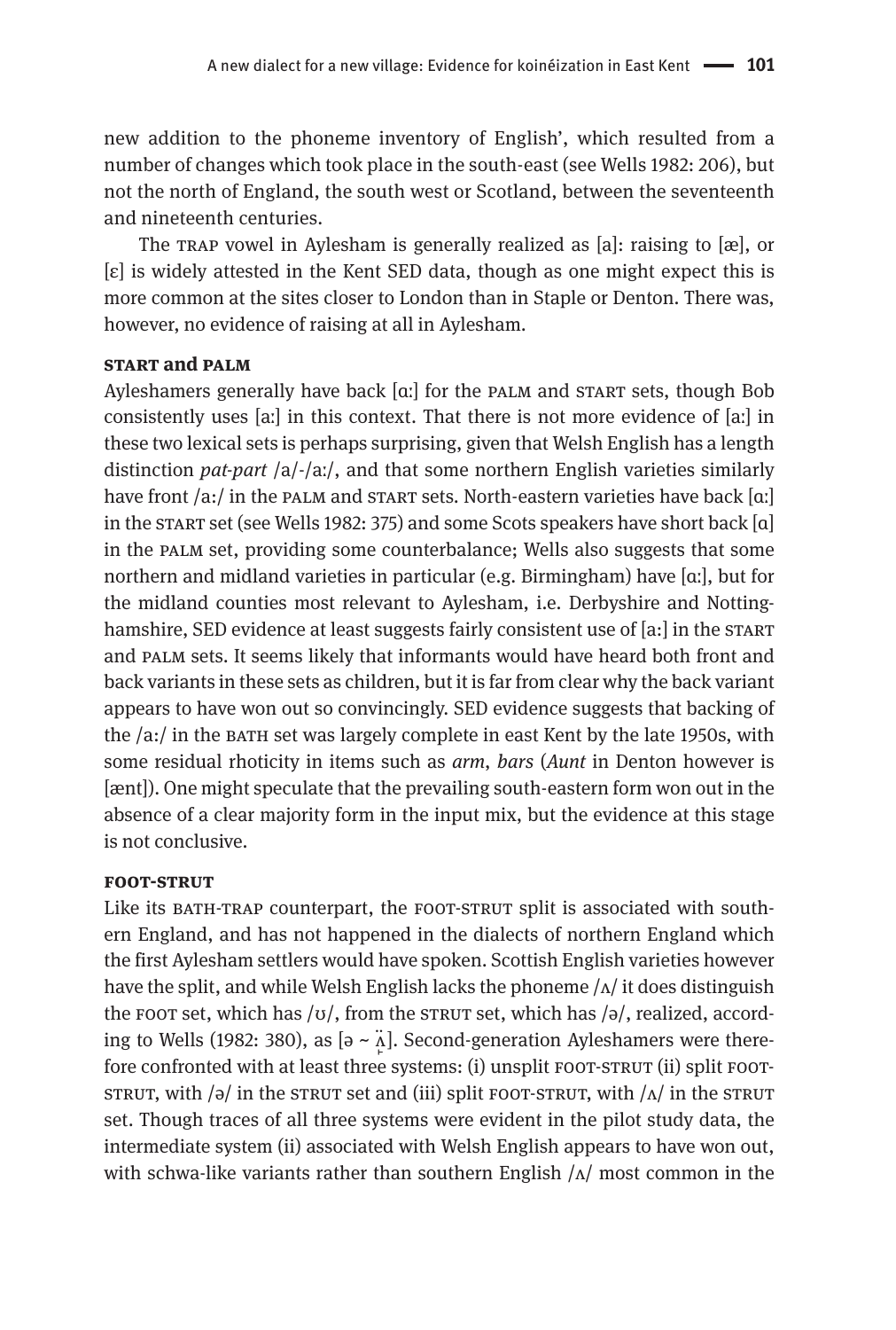new addition to the phoneme inventory of English', which resulted from a number of changes which took place in the south-east (see Wells 1982: 206), but not the north of England, the south west or Scotland, between the seventeenth and nineteenth centuries.

The TRAP vowel in Aylesham is generally realized as [a]: raising to [æ], or [ɛ] is widely attested in the Kent SED data, though as one might expect this is more common at the sites closer to London than in Staple or Denton. There was, however, no evidence of raising at all in Aylesham.

**START and PALM**

Ayleshamers generally have back [ɑː] for the PALM and START sets, though Bob consistently uses [aː] in this context. That there is not more evidence of [aː] in these two lexical sets is perhaps surprising, given that Welsh English has a length distinction *pat-part* /a/-/aː/, and that some northern English varieties similarly have front /aː/ in the PALM and START sets. North-eastern varieties have back [ɑː] in the START set (see Wells 1982: 375) and some Scots speakers have short back [ɑ] in the PALM set, providing some counterbalance; Wells also suggests that some northern and midland varieties in particular (e.g. Birmingham) have [ɑː], but for the midland counties most relevant to Aylesham, i.e. Derbyshire and Nottinghamshire, SED evidence at least suggests fairly consistent use of [aː] in the START and PALM sets. It seems likely that informants would have heard both front and back variants in these sets as children, but it is far from clear why the back variant appears to have won out so convincingly. SED evidence suggests that backing of the /a:/ in the BATH set was largely complete in east Kent by the late 1950s, with some residual rhoticity in items such as *arm*, *bars* (*Aunt* in Denton however is [ænt]). One might speculate that the prevailing south-eastern form won out in the absence of a clear majority form in the input mix, but the evidence at this stage is not conclusive.

**FOOT-STRUT**

Like its BATH-TRAP counterpart, the FOOT-STRUT split is associated with southern England, and has not happened in the dialects of northern England which the first Aylesham settlers would have spoken. Scottish English varieties however have the split, and while Welsh English lacks the phoneme /ʌ/ it does distinguish the FOOT set, which has /ʊ/, from the STRUT set, which has /ə/, realized, according to Wells (1982: 380), as [ə ~ ʌ̈˔]. Second-generation Ayleshamers were therefore confronted with at least three systems: (i) unsplit FOOT-STRUT (ii) split FOOT-STRUT, with /ə/ in the STRUT set and (iii) split FOOT-STRUT, with /ʌ/ in the STRUT set. Though traces of all three systems were evident in the pilot study data, the intermediate system (ii) associated with Welsh English appears to have won out, with schwa-like variants rather than southern English /ʌ/ most common in the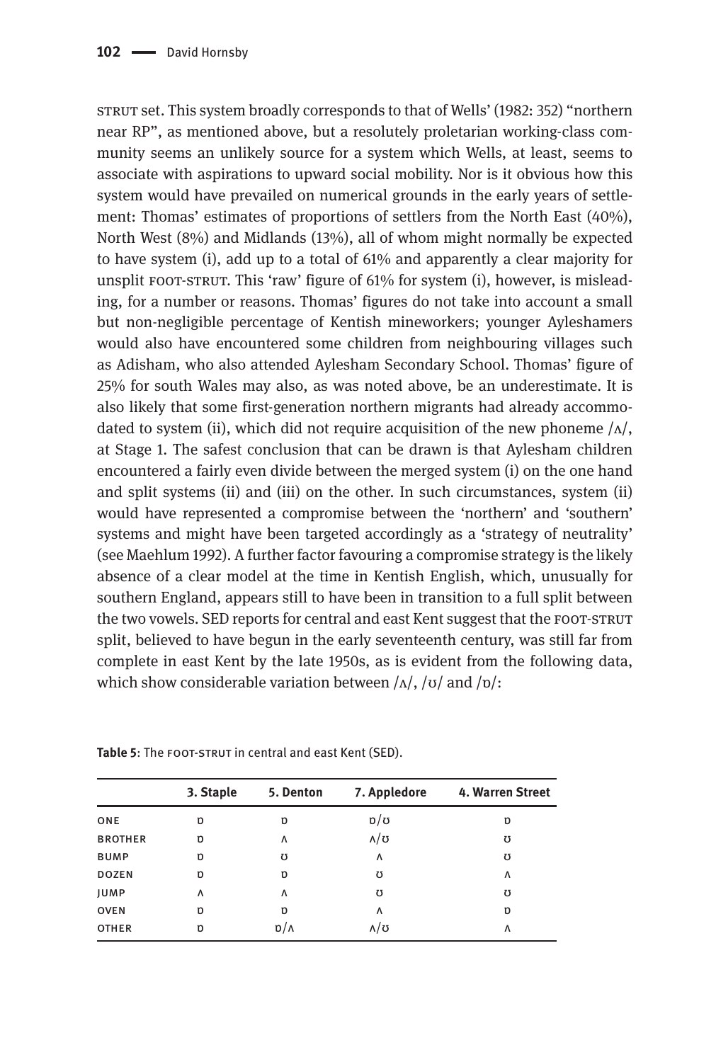STRUT set. This system broadly corresponds to that of Wells' (1982: 352) "northern near RP", as mentioned above, but a resolutely proletarian working-class community seems an unlikely source for a system which Wells, at least, seems to associate with aspirations to upward social mobility. Nor is it obvious how this system would have prevailed on numerical grounds in the early years of settlement: Thomas' estimates of proportions of settlers from the North East (40%), North West (8%) and Midlands (13%), all of whom might normally be expected to have system (i), add up to a total of 61% and apparently a clear majority for unsplit FOOT-STRUT. This 'raw' figure of 61% for system (i), however, is misleading, for a number or reasons. Thomas' figures do not take into account a small but non-negligible percentage of Kentish mineworkers; younger Ayleshamers would also have encountered some children from neighbouring villages such as Adisham, who also attended Aylesham Secondary School. Thomas' figure of 25% for south Wales may also, as was noted above, be an underestimate. It is also likely that some first-generation northern migrants had already accommodated to system (ii), which did not require acquisition of the new phoneme /ʌ/, at Stage 1. The safest conclusion that can be drawn is that Aylesham children encountered a fairly even divide between the merged system (i) on the one hand and split systems (ii) and (iii) on the other. In such circumstances, system (ii) would have represented a compromise between the 'northern' and 'southern' systems and might have been targeted accordingly as a 'strategy of neutrality' (see Maehlum 1992). A further factor favouring a compromise strategy is the likely absence of a clear model at the time in Kentish English, which, unusually for southern England, appears still to have been in transition to a full split between the two vowels. SED reports for central and east Kent suggest that the FOOT-STRUT split, believed to have begun in the early seventeenth century, was still far from complete in east Kent by the late 1950s, as is evident from the following data, which show considerable variation between /ʌ/, /ʊ/ and /ɒ/:

**Table 5**: The FOOT-STRUT in central and east Kent (SED).

| | 3. Staple | 5. Denton | 7. Appledore | 4. Warren Street |
|---|---|---|---|---|
| ONE | ɒ | ɒ | ɒ/ʊ | ɒ |
| BROTHER | ɒ | ʌ | ʌ/ʊ | ʊ |
| BUMP | ɒ | ʊ | ʌ | ʊ |
| DOZEN | ɒ | ɒ | ʊ | ʌ |
| JUMP | ʌ | ʌ | ʊ | ʊ |
| OVEN | ɒ | ɒ | ʌ | ɒ |
| OTHER | ɒ | ɒ/ʌ | ʌ/ʊ | ʌ |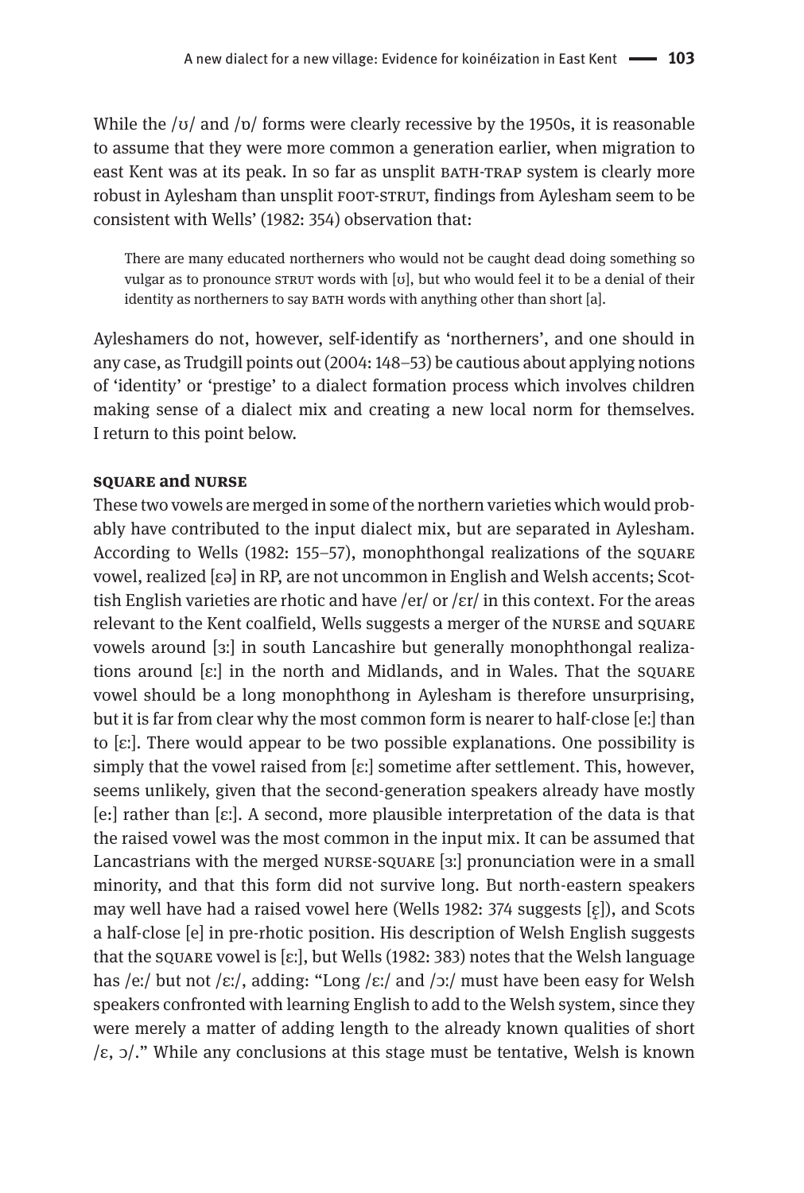While the /ʊ/ and /ɒ/ forms were clearly recessive by the 1950s, it is reasonable to assume that they were more common a generation earlier, when migration to east Kent was at its peak. In so far as unsplit BATH-TRAP system is clearly more robust in Aylesham than unsplit FOOT-STRUT, findings from Aylesham seem to be consistent with Wells' (1982: 354) observation that:

> There are many educated northerners who would not be caught dead doing something so vulgar as to pronounce STRUT words with [ʊ], but who would feel it to be a denial of their identity as northerners to say BATH words with anything other than short [a].

Ayleshamers do not, however, self-identify as 'northerners', and one should in any case, as Trudgill points out (2004: 148–53) be cautious about applying notions of 'identity' or 'prestige' to a dialect formation process which involves children making sense of a dialect mix and creating a new local norm for themselves. I return to this point below.

### SQUARE and NURSE

These two vowels are merged in some of the northern varieties which would probably have contributed to the input dialect mix, but are separated in Aylesham. According to Wells (1982: 155–57), monophthongal realizations of the SQUARE vowel, realized [ɛə] in RP, are not uncommon in English and Welsh accents; Scottish English varieties are rhotic and have /er/ or /ɛr/ in this context. For the areas relevant to the Kent coalfield, Wells suggests a merger of the NURSE and SQUARE vowels around [ɜː] in south Lancashire but generally monophthongal realizations around [ɛː] in the north and Midlands, and in Wales. That the SQUARE vowel should be a long monophthong in Aylesham is therefore unsurprising, but it is far from clear why the most common form is nearer to half-close [eː] than to [ɛː]. There would appear to be two possible explanations. One possibility is simply that the vowel raised from [ɛː] sometime after settlement. This, however, seems unlikely, given that the second-generation speakers already have mostly [eː] rather than [ɛː]. A second, more plausible interpretation of the data is that the raised vowel was the most common in the input mix. It can be assumed that Lancastrians with the merged NURSE-SQUARE [ɜː] pronunciation were in a small minority, and that this form did not survive long. But north-eastern speakers may well have had a raised vowel here (Wells 1982: 374 suggests [ɛ̝]), and Scots a half-close [e] in pre-rhotic position. His description of Welsh English suggests that the SQUARE vowel is [ɛː], but Wells (1982: 383) notes that the Welsh language has /eː/ but not /ɛː/, adding: "Long /ɛː/ and /ɔː/ must have been easy for Welsh speakers confronted with learning English to add to the Welsh system, since they were merely a matter of adding length to the already known qualities of short /ɛ, ɔ/." While any conclusions at this stage must be tentative, Welsh is known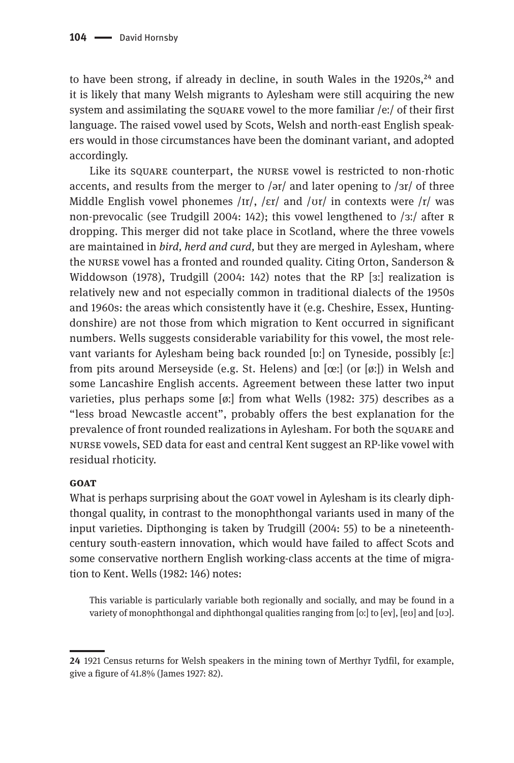to have been strong, if already in decline, in south Wales in the 1920s,[24] and it is likely that many Welsh migrants to Aylesham were still acquiring the new system and assimilating the SQUARE vowel to the more familiar /eː/ of their first language. The raised vowel used by Scots, Welsh and north-east English speakers would in those circumstances have been the dominant variant, and adopted accordingly.

Like its SQUARE counterpart, the NURSE vowel is restricted to non-rhotic accents, and results from the merger to /ər/ and later opening to /ɜr/ of three Middle English vowel phonemes /ɪr/, /ɛr/ and /ʊr/ in contexts were /r/ was non-prevocalic (see Trudgill 2004: 142); this vowel lengthened to /ɜː/ after R dropping. This merger did not take place in Scotland, where the three vowels are maintained in *bird, herd and curd,* but they are merged in Aylesham, where the NURSE vowel has a fronted and rounded quality. Citing Orton, Sanderson & Widdowson (1978), Trudgill (2004: 142) notes that the RP [ɜː] realization is relatively new and not especially common in traditional dialects of the 1950s and 1960s: the areas which consistently have it (e.g. Cheshire, Essex, Huntingdonshire) are not those from which migration to Kent occurred in significant numbers. Wells suggests considerable variability for this vowel, the most relevant variants for Aylesham being back rounded [ɒː] on Tyneside, possibly [ɛː] from pits around Merseyside (e.g. St. Helens) and [œː] (or [øː]) in Welsh and some Lancashire English accents. Agreement between these latter two input varieties, plus perhaps some [øː] from what Wells (1982: 375) describes as a "less broad Newcastle accent", probably offers the best explanation for the prevalence of front rounded realizations in Aylesham. For both the SQUARE and NURSE vowels, SED data for east and central Kent suggest an RP-like vowel with residual rhoticity.

**GOAT**

What is perhaps surprising about the GOAT vowel in Aylesham is its clearly diphthongal quality, in contrast to the monophthongal variants used in many of the input varieties. Dipthonging is taken by Trudgill (2004: 55) to be a nineteenth-century south-eastern innovation, which would have failed to affect Scots and some conservative northern English working-class accents at the time of migration to Kent. Wells (1982: 146) notes:

> This variable is particularly variable both regionally and socially, and may be found in a variety of monophthongal and diphthongal qualities ranging from [oː] to [eɤ], [ɐʊ] and [ʊɔ].

---

24 1921 Census returns for Welsh speakers in the mining town of Merthyr Tydfil, for example, give a figure of 41.8% (James 1927: 82).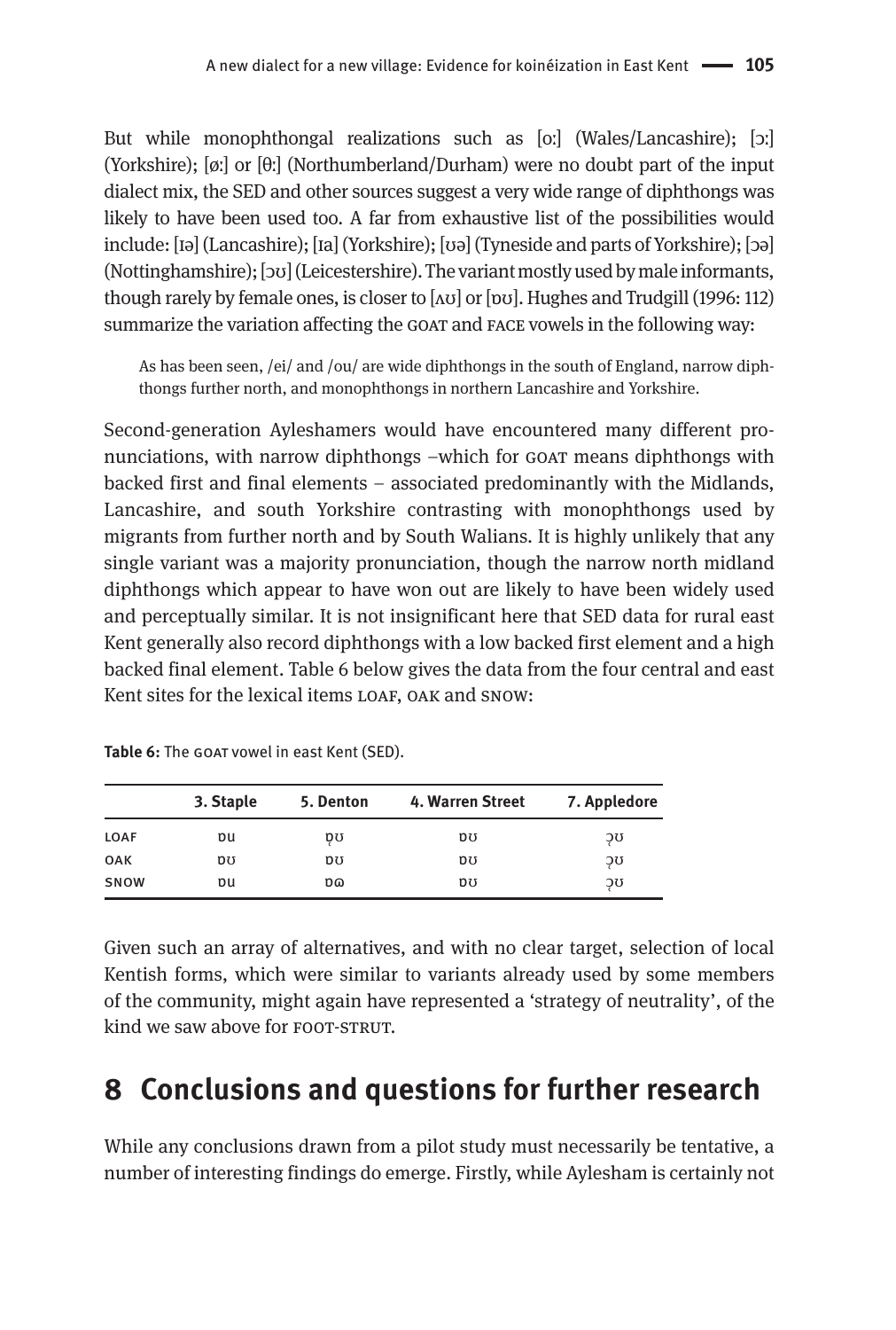But while monophthongal realizations such as [oː] (Wales/Lancashire); [ɔː] (Yorkshire); [øː] or [θː] (Northumberland/Durham) were no doubt part of the input dialect mix, the SED and other sources suggest a very wide range of diphthongs was likely to have been used too. A far from exhaustive list of the possibilities would include: [ɪə] (Lancashire); [ɪa] (Yorkshire); [ʊə] (Tyneside and parts of Yorkshire); [ɔə] (Nottinghamshire); [ɔʊ] (Leicestershire). The variant mostly used by male informants, though rarely by female ones, is closer to [ʌʊ] or [ɒʊ]. Hughes and Trudgill (1996: 112) summarize the variation affecting the GOAT and FACE vowels in the following way:

> As has been seen, /ei/ and /ou/ are wide diphthongs in the south of England, narrow diphthongs further north, and monophthongs in northern Lancashire and Yorkshire.

Second-generation Ayleshamers would have encountered many different pronunciations, with narrow diphthongs –which for GOAT means diphthongs with backed first and final elements – associated predominantly with the Midlands, Lancashire, and south Yorkshire contrasting with monophthongs used by migrants from further north and by South Walians. It is highly unlikely that any single variant was a majority pronunciation, though the narrow north midland diphthongs which appear to have won out are likely to have been widely used and perceptually similar. It is not insignificant here that SED data for rural east Kent generally also record diphthongs with a low backed first element and a high backed final element. Table 6 below gives the data from the four central and east Kent sites for the lexical items LOAF, OAK and SNOW:

**Table 6:** The GOAT vowel in east Kent (SED).

| | 3. Staple | 5. Denton | 4. Warren Street | 7. Appledore |
|---|---|---|---|---|
| LOAF | ɒu | ɒ̞ʊ | ɒʊ | ɔ̜ʊ |
| OAK | ɒʊ | ɒʊ | ɒʊ | ɔ̜ʊ |
| SNOW | ɒu | ɒɷ | ɒʊ | ɔ̜ʊ |

Given such an array of alternatives, and with no clear target, selection of local Kentish forms, which were similar to variants already used by some members of the community, might again have represented a 'strategy of neutrality', of the kind we saw above for FOOT-STRUT.

## 8 Conclusions and questions for further research

While any conclusions drawn from a pilot study must necessarily be tentative, a number of interesting findings do emerge. Firstly, while Aylesham is certainly not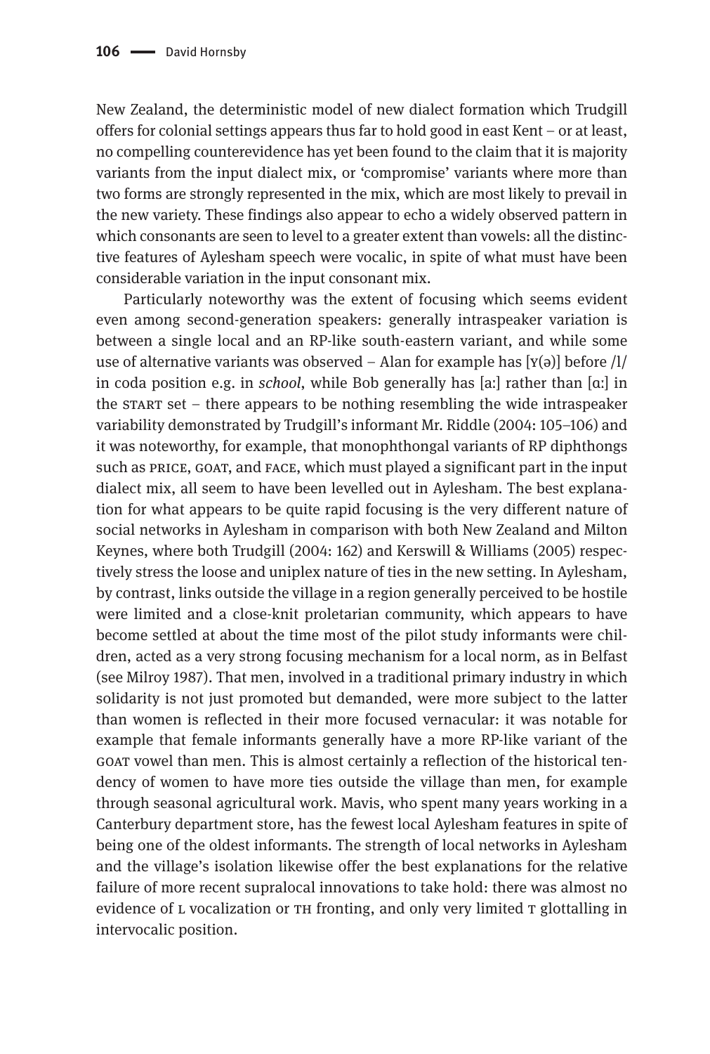New Zealand, the deterministic model of new dialect formation which Trudgill offers for colonial settings appears thus far to hold good in east Kent – or at least, no compelling counterevidence has yet been found to the claim that it is majority variants from the input dialect mix, or 'compromise' variants where more than two forms are strongly represented in the mix, which are most likely to prevail in the new variety. These findings also appear to echo a widely observed pattern in which consonants are seen to level to a greater extent than vowels: all the distinctive features of Aylesham speech were vocalic, in spite of what must have been considerable variation in the input consonant mix.

Particularly noteworthy was the extent of focusing which seems evident even among second-generation speakers: generally intraspeaker variation is between a single local and an RP-like south-eastern variant, and while some use of alternative variants was observed – Alan for example has [ɤ(ə)] before /l/ in coda position e.g. in *school*, while Bob generally has [aː] rather than [ɑː] in the START set – there appears to be nothing resembling the wide intraspeaker variability demonstrated by Trudgill's informant Mr. Riddle (2004: 105–106) and it was noteworthy, for example, that monophthongal variants of RP diphthongs such as PRICE, GOAT, and FACE, which must played a significant part in the input dialect mix, all seem to have been levelled out in Aylesham. The best explanation for what appears to be quite rapid focusing is the very different nature of social networks in Aylesham in comparison with both New Zealand and Milton Keynes, where both Trudgill (2004: 162) and Kerswill & Williams (2005) respectively stress the loose and uniplex nature of ties in the new setting. In Aylesham, by contrast, links outside the village in a region generally perceived to be hostile were limited and a close-knit proletarian community, which appears to have become settled at about the time most of the pilot study informants were children, acted as a very strong focusing mechanism for a local norm, as in Belfast (see Milroy 1987). That men, involved in a traditional primary industry in which solidarity is not just promoted but demanded, were more subject to the latter than women is reflected in their more focused vernacular: it was notable for example that female informants generally have a more RP-like variant of the GOAT vowel than men. This is almost certainly a reflection of the historical tendency of women to have more ties outside the village than men, for example through seasonal agricultural work. Mavis, who spent many years working in a Canterbury department store, has the fewest local Aylesham features in spite of being one of the oldest informants. The strength of local networks in Aylesham and the village's isolation likewise offer the best explanations for the relative failure of more recent supralocal innovations to take hold: there was almost no evidence of L vocalization or TH fronting, and only very limited T glottalling in intervocalic position.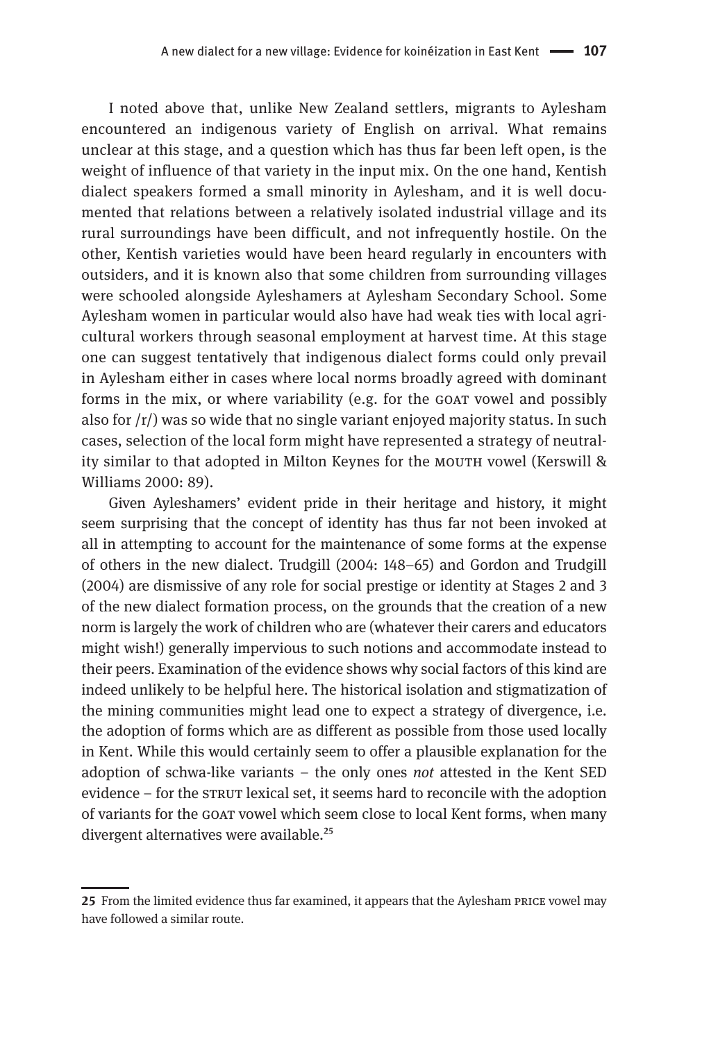I noted above that, unlike New Zealand settlers, migrants to Aylesham encountered an indigenous variety of English on arrival. What remains unclear at this stage, and a question which has thus far been left open, is the weight of influence of that variety in the input mix. On the one hand, Kentish dialect speakers formed a small minority in Aylesham, and it is well documented that relations between a relatively isolated industrial village and its rural surroundings have been difficult, and not infrequently hostile. On the other, Kentish varieties would have been heard regularly in encounters with outsiders, and it is known also that some children from surrounding villages were schooled alongside Ayleshamers at Aylesham Secondary School. Some Aylesham women in particular would also have had weak ties with local agricultural workers through seasonal employment at harvest time. At this stage one can suggest tentatively that indigenous dialect forms could only prevail in Aylesham either in cases where local norms broadly agreed with dominant forms in the mix, or where variability (e.g. for the GOAT vowel and possibly also for /r/) was so wide that no single variant enjoyed majority status. In such cases, selection of the local form might have represented a strategy of neutrality similar to that adopted in Milton Keynes for the MOUTH vowel (Kerswill & Williams 2000: 89).

Given Ayleshamers' evident pride in their heritage and history, it might seem surprising that the concept of identity has thus far not been invoked at all in attempting to account for the maintenance of some forms at the expense of others in the new dialect. Trudgill (2004: 148–65) and Gordon and Trudgill (2004) are dismissive of any role for social prestige or identity at Stages 2 and 3 of the new dialect formation process, on the grounds that the creation of a new norm is largely the work of children who are (whatever their carers and educators might wish!) generally impervious to such notions and accommodate instead to their peers. Examination of the evidence shows why social factors of this kind are indeed unlikely to be helpful here. The historical isolation and stigmatization of the mining communities might lead one to expect a strategy of divergence, i.e. the adoption of forms which are as different as possible from those used locally in Kent. While this would certainly seem to offer a plausible explanation for the adoption of schwa-like variants – the only ones *not* attested in the Kent SED evidence – for the STRUT lexical set, it seems hard to reconcile with the adoption of variants for the GOAT vowel which seem close to local Kent forms, when many divergent alternatives were available.[25]

---

**25** From the limited evidence thus far examined, it appears that the Aylesham PRICE vowel may have followed a similar route.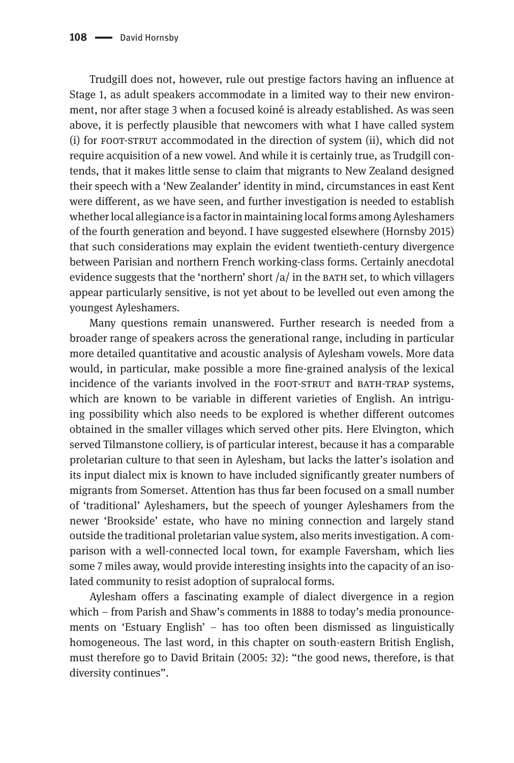Trudgill does not, however, rule out prestige factors having an influence at Stage 1, as adult speakers accommodate in a limited way to their new environment, nor after stage 3 when a focused koiné is already established. As was seen above, it is perfectly plausible that newcomers with what I have called system (i) for FOOT-STRUT accommodated in the direction of system (ii), which did not require acquisition of a new vowel. And while it is certainly true, as Trudgill contends, that it makes little sense to claim that migrants to New Zealand designed their speech with a 'New Zealander' identity in mind, circumstances in east Kent were different, as we have seen, and further investigation is needed to establish whether local allegiance is a factor in maintaining local forms among Ayleshamers of the fourth generation and beyond. I have suggested elsewhere (Hornsby 2015) that such considerations may explain the evident twentieth-century divergence between Parisian and northern French working-class forms. Certainly anecdotal evidence suggests that the 'northern' short /a/ in the BATH set, to which villagers appear particularly sensitive, is not yet about to be levelled out even among the youngest Ayleshamers.

Many questions remain unanswered. Further research is needed from a broader range of speakers across the generational range, including in particular more detailed quantitative and acoustic analysis of Aylesham vowels. More data would, in particular, make possible a more fine-grained analysis of the lexical incidence of the variants involved in the FOOT-STRUT and BATH-TRAP systems, which are known to be variable in different varieties of English. An intriguing possibility which also needs to be explored is whether different outcomes obtained in the smaller villages which served other pits. Here Elvington, which served Tilmanstone colliery, is of particular interest, because it has a comparable proletarian culture to that seen in Aylesham, but lacks the latter's isolation and its input dialect mix is known to have included significantly greater numbers of migrants from Somerset. Attention has thus far been focused on a small number of 'traditional' Ayleshamers, but the speech of younger Ayleshamers from the newer 'Brookside' estate, who have no mining connection and largely stand outside the traditional proletarian value system, also merits investigation. A comparison with a well-connected local town, for example Faversham, which lies some 7 miles away, would provide interesting insights into the capacity of an isolated community to resist adoption of supralocal forms.

Aylesham offers a fascinating example of dialect divergence in a region which – from Parish and Shaw's comments in 1888 to today's media pronouncements on 'Estuary English' – has too often been dismissed as linguistically homogeneous. The last word, in this chapter on south-eastern British English, must therefore go to David Britain (2005: 32): "the good news, therefore, is that diversity continues".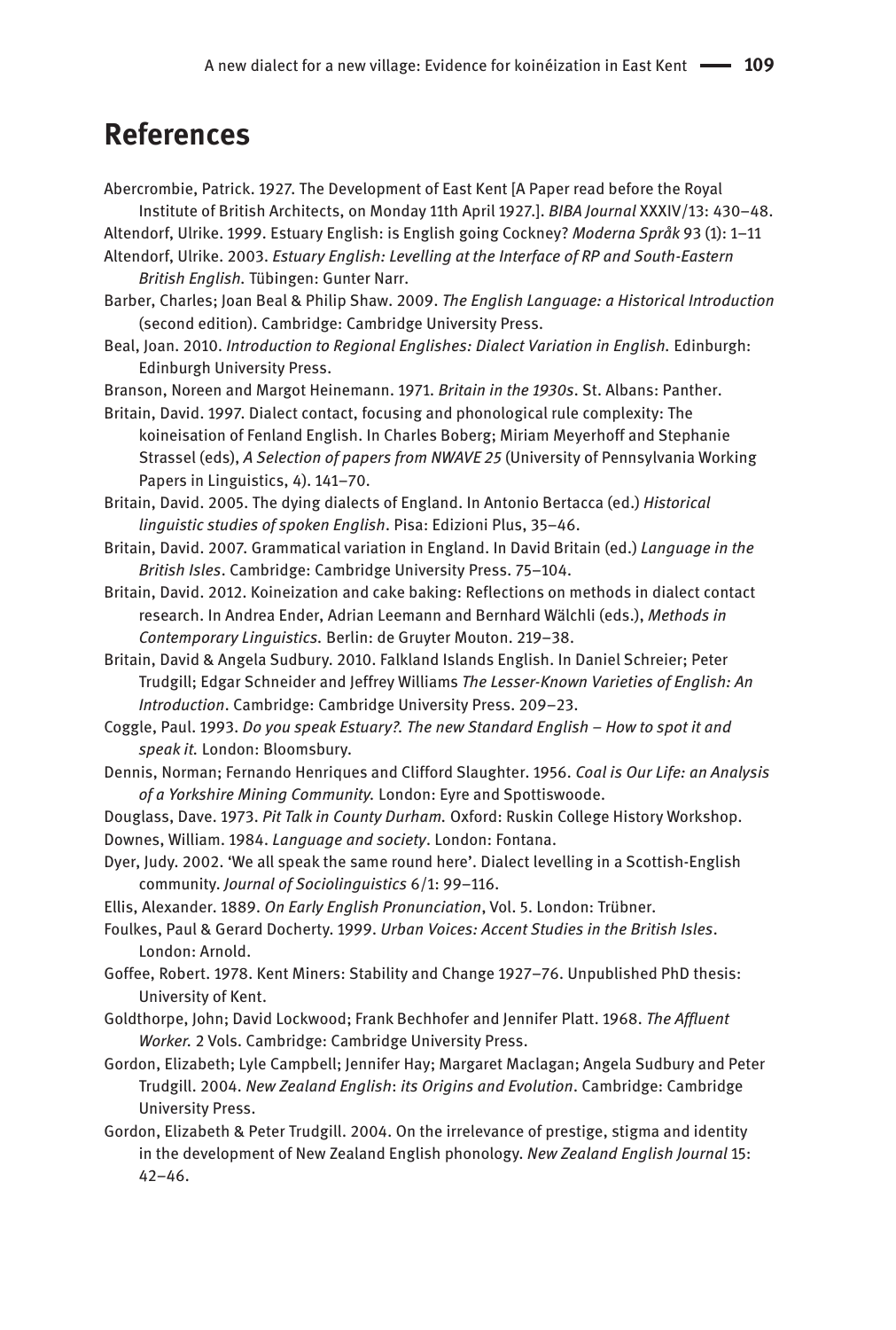# References

Abercrombie, Patrick. 1927. The Development of East Kent [A Paper read before the Royal Institute of British Architects, on Monday 11th April 1927.]. *BIBA Journal* XXXIV/13: 430–48.

Altendorf, Ulrike. 1999. Estuary English: is English going Cockney? *Moderna Språk* 93 (1): 1–11

Altendorf, Ulrike. 2003. *Estuary English: Levelling at the Interface of RP and South-Eastern British English*. Tübingen: Gunter Narr.

Barber, Charles; Joan Beal & Philip Shaw. 2009. *The English Language: a Historical Introduction* (second edition). Cambridge: Cambridge University Press.

Beal, Joan. 2010. *Introduction to Regional Englishes: Dialect Variation in English.* Edinburgh: Edinburgh University Press.

Branson, Noreen and Margot Heinemann. 1971. *Britain in the 1930s*. St. Albans: Panther.

Britain, David. 1997. Dialect contact, focusing and phonological rule complexity: The koineisation of Fenland English. In Charles Boberg; Miriam Meyerhoff and Stephanie Strassel (eds), *A Selection of papers from NWAVE 25* (University of Pennsylvania Working Papers in Linguistics, 4). 141–70.

Britain, David. 2005. The dying dialects of England. In Antonio Bertacca (ed.) *Historical linguistic studies of spoken English*. Pisa: Edizioni Plus, 35–46.

Britain, David. 2007. Grammatical variation in England. In David Britain (ed.) *Language in the British Isles*. Cambridge: Cambridge University Press. 75–104.

Britain, David. 2012. Koineization and cake baking: Reflections on methods in dialect contact research. In Andrea Ender, Adrian Leemann and Bernhard Wälchli (eds.), *Methods in Contemporary Linguistics.* Berlin: de Gruyter Mouton. 219–38.

Britain, David & Angela Sudbury. 2010. Falkland Islands English. In Daniel Schreier; Peter Trudgill; Edgar Schneider and Jeffrey Williams *The Lesser-Known Varieties of English: An Introduction*. Cambridge: Cambridge University Press. 209–23.

Coggle, Paul. 1993. *Do you speak Estuary?. The new Standard English – How to spot it and speak it.* London: Bloomsbury.

Dennis, Norman; Fernando Henriques and Clifford Slaughter. 1956. *Coal is Our Life: an Analysis of a Yorkshire Mining Community.* London: Eyre and Spottiswoode.

Douglass, Dave. 1973. *Pit Talk in County Durham.* Oxford: Ruskin College History Workshop.

Downes, William. 1984. *Language and society*. London: Fontana.

Dyer, Judy. 2002. 'We all speak the same round here'. Dialect levelling in a Scottish-English community. *Journal of Sociolinguistics* 6/1: 99–116.

Ellis, Alexander. 1889. *On Early English Pronunciation*, Vol. 5. London: Trübner.

Foulkes, Paul & Gerard Docherty. 1999. *Urban Voices: Accent Studies in the British Isles*. London: Arnold.

Goffee, Robert. 1978. Kent Miners: Stability and Change 1927–76. Unpublished PhD thesis: University of Kent.

Goldthorpe, John; David Lockwood; Frank Bechhofer and Jennifer Platt. 1968. *The Affluent Worker.* 2 Vols. Cambridge: Cambridge University Press.

Gordon, Elizabeth; Lyle Campbell; Jennifer Hay; Margaret Maclagan; Angela Sudbury and Peter Trudgill. 2004. *New Zealand English*: *its Origins and Evolution*. Cambridge: Cambridge University Press.

Gordon, Elizabeth & Peter Trudgill. 2004. On the irrelevance of prestige, stigma and identity in the development of New Zealand English phonology. *New Zealand English Journal* 15: 42–46.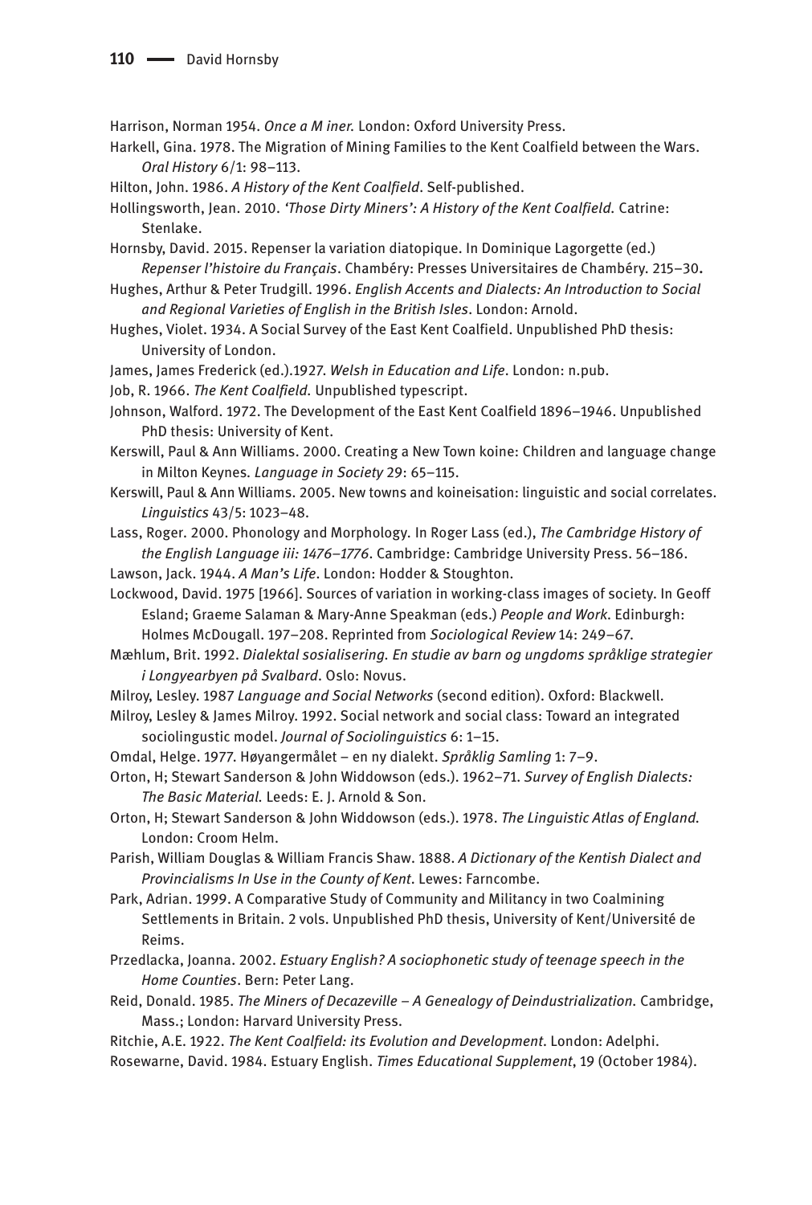Harrison, Norman 1954. *Once a M iner.* London: Oxford University Press.

Harkell, Gina. 1978. The Migration of Mining Families to the Kent Coalfield between the Wars. *Oral History* 6/1: 98–113.

Hilton, John. 1986. *A History of the Kent Coalfield*. Self-published.

Hollingsworth, Jean. 2010. *'Those Dirty Miners': A History of the Kent Coalfield.* Catrine: Stenlake.

Hornsby, David. 2015. Repenser la variation diatopique. In Dominique Lagorgette (ed.) *Repenser l'histoire du Français*. Chambéry: Presses Universitaires de Chambéry. 215–30.

Hughes, Arthur & Peter Trudgill. 1996. *English Accents and Dialects: An Introduction to Social and Regional Varieties of English in the British Isles*. London: Arnold.

Hughes, Violet. 1934. A Social Survey of the East Kent Coalfield. Unpublished PhD thesis: University of London.

James, James Frederick (ed.).1927. *Welsh in Education and Life*. London: n.pub.

Job, R. 1966. *The Kent Coalfield.* Unpublished typescript.

Johnson, Walford. 1972. The Development of the East Kent Coalfield 1896–1946. Unpublished PhD thesis: University of Kent.

Kerswill, Paul & Ann Williams. 2000. Creating a New Town koine: Children and language change in Milton Keynes. *Language in Society* 29: 65–115.

Kerswill, Paul & Ann Williams. 2005. New towns and koineisation: linguistic and social correlates. *Linguistics* 43/5: 1023–48.

Lass, Roger. 2000. Phonology and Morphology. In Roger Lass (ed.), *The Cambridge History of the English Language iii: 1476–1776*. Cambridge: Cambridge University Press. 56–186.

Lawson, Jack. 1944. *A Man's Life*. London: Hodder & Stoughton.

Lockwood, David. 1975 [1966]. Sources of variation in working-class images of society. In Geoff Esland; Graeme Salaman & Mary-Anne Speakman (eds.) *People and Work*. Edinburgh: Holmes McDougall. 197–208. Reprinted from *Sociological Review* 14: 249–67.

Mæhlum, Brit. 1992. *Dialektal sosialisering. En studie av barn og ungdoms språklige strategier i Longyearbyen på Svalbard*. Oslo: Novus.

Milroy, Lesley. 1987 *Language and Social Networks* (second edition). Oxford: Blackwell.

Milroy, Lesley & James Milroy. 1992. Social network and social class: Toward an integrated sociolingustic model. *Journal of Sociolinguistics* 6: 1–15.

Omdal, Helge. 1977. Høyangermålet – en ny dialekt. *Språklig Samling* 1: 7–9.

Orton, H; Stewart Sanderson & John Widdowson (eds.). 1962–71. *Survey of English Dialects: The Basic Material.* Leeds: E. J. Arnold & Son.

Orton, H; Stewart Sanderson & John Widdowson (eds.). 1978. *The Linguistic Atlas of England.* London: Croom Helm.

Parish, William Douglas & William Francis Shaw. 1888. *A Dictionary of the Kentish Dialect and Provincialisms In Use in the County of Kent*. Lewes: Farncombe.

Park, Adrian. 1999. A Comparative Study of Community and Militancy in two Coalmining Settlements in Britain. 2 vols. Unpublished PhD thesis, University of Kent/Université de Reims.

Przedlacka, Joanna. 2002. *Estuary English? A sociophonetic study of teenage speech in the Home Counties*. Bern: Peter Lang.

Reid, Donald. 1985. *The Miners of Decazeville – A Genealogy of Deindustrialization.* Cambridge, Mass.; London: Harvard University Press.

Ritchie, A.E. 1922. *The Kent Coalfield: its Evolution and Development.* London: Adelphi.

Rosewarne, David. 1984. Estuary English. *Times Educational Supplement*, 19 (October 1984).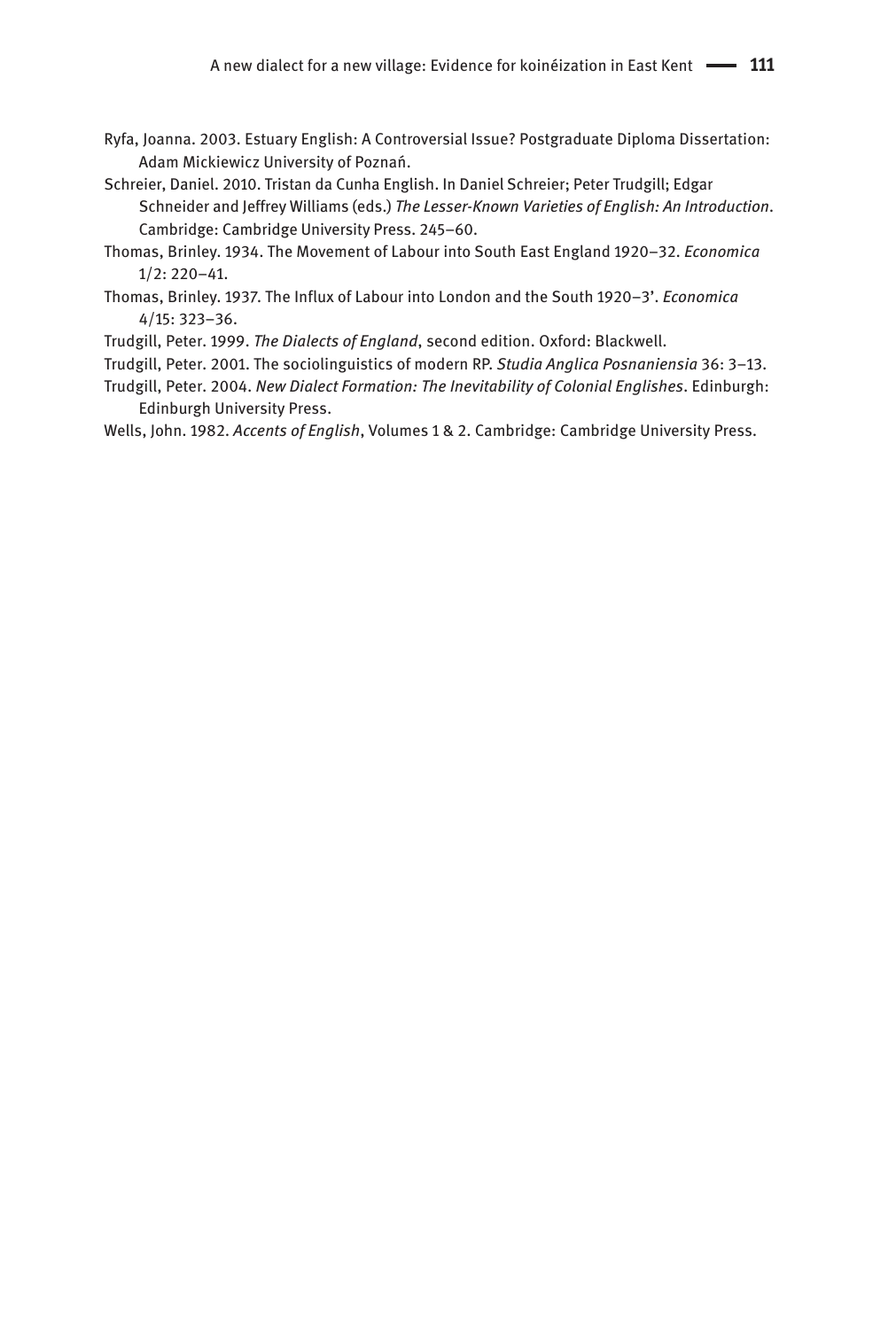Ryfa, Joanna. 2003. Estuary English: A Controversial Issue? Postgraduate Diploma Dissertation: Adam Mickiewicz University of Poznań.

Schreier, Daniel. 2010. Tristan da Cunha English. In Daniel Schreier; Peter Trudgill; Edgar Schneider and Jeffrey Williams (eds.) *The Lesser-Known Varieties of English: An Introduction*. Cambridge: Cambridge University Press. 245–60.

Thomas, Brinley. 1934. The Movement of Labour into South East England 1920–32. *Economica* 1/2: 220–41.

Thomas, Brinley. 1937. The Influx of Labour into London and the South 1920–3'. *Economica* 4/15: 323–36.

Trudgill, Peter. 1999. *The Dialects of England*, second edition. Oxford: Blackwell.

Trudgill, Peter. 2001. The sociolinguistics of modern RP. *Studia Anglica Posnaniensia* 36: 3–13.

Trudgill, Peter. 2004. *New Dialect Formation: The Inevitability of Colonial Englishes*. Edinburgh: Edinburgh University Press.

Wells, John. 1982. *Accents of English*, Volumes 1 & 2. Cambridge: Cambridge University Press.